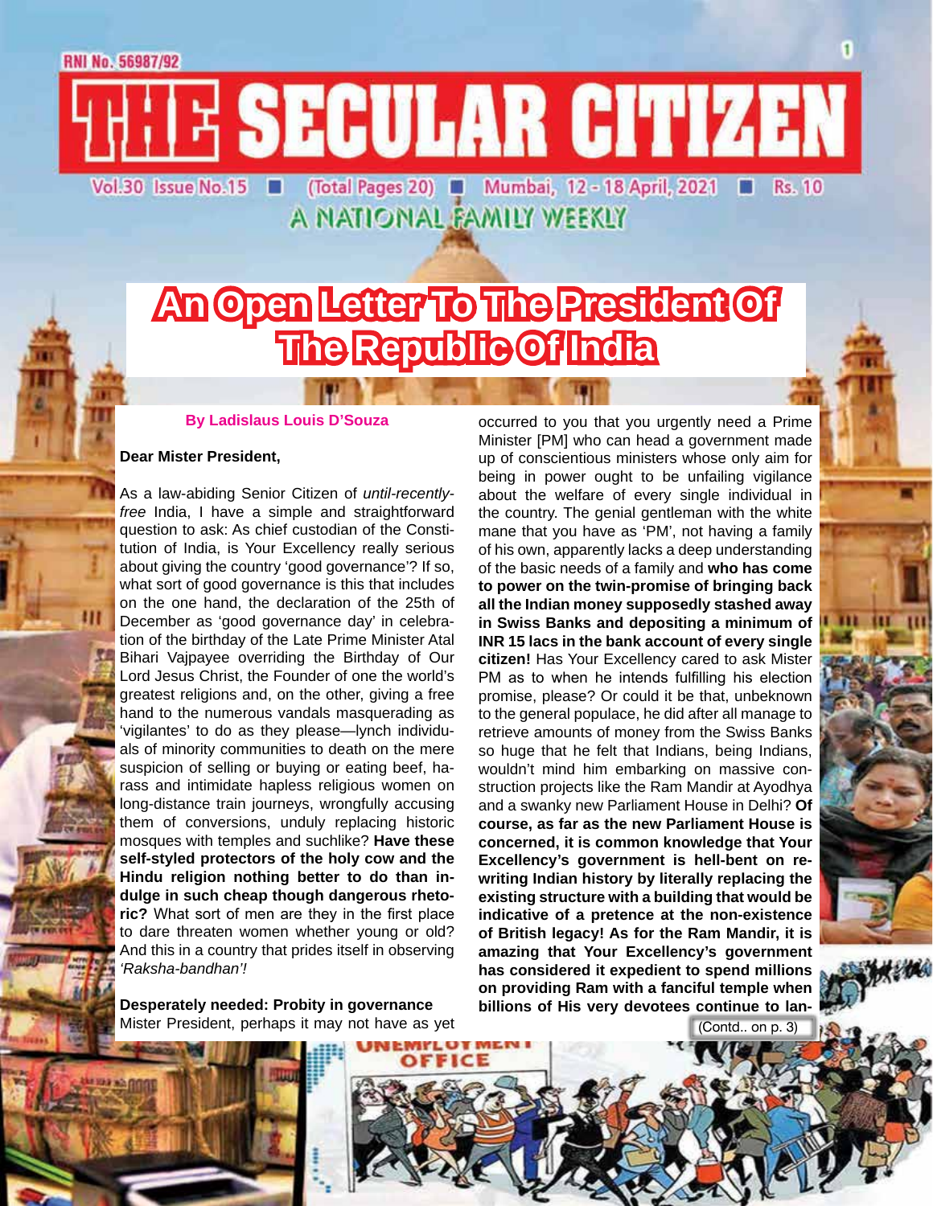RNI No. 56987/92

# THE SECULAR CITIZEN

Vol.30 Issue No.15 ■ (Total Pages 20) ■ Mumbai, 12 - 18 April, 2021 ■ Rs. 10

A NATIONAL FAMILY WEEKLY

# An Open Letter To The President Of The Republic Of India

**By Ladislaus Louis D'Souza**

**Dear Mister President,**

As a law-abiding Senior Citizen of *until-recently-free* India, I have a simple and straightforward question to ask: As chief custodian of the Constitution of India, is Your Excellency really serious about giving the country 'good governance'? If so, what sort of good governance is this that includes on the one hand, the declaration of the 25th of December as 'good governance day' in celebration of the birthday of the Late Prime Minister Atal Bihari Vajpayee overriding the Birthday of Our Lord Jesus Christ, the Founder of one the world's greatest religions and, on the other, giving a free hand to the numerous vandals masquerading as 'vigilantes' to do as they please—lynch individuals of minority communities to death on the mere suspicion of selling or buying or eating beef, harass and intimidate hapless religious women on long-distance train journeys, wrongfully accusing them of conversions, unduly replacing historic mosques with temples and suchlike? **Have these self-styled protectors of the holy cow and the Hindu religion nothing better to do than indulge in such cheap though dangerous rhetoric?** What sort of men are they in the first place to dare threaten women whether young or old? And this in a country that prides itself in observing *'Raksha-bandhan'!*

**Desperately needed: Probity in governance**

Mister President, perhaps it may not have as yet occurred to you that you urgently need a Prime Minister [PM] who can head a government made up of conscientious ministers whose only aim for being in power ought to be unfailing vigilance about the welfare of every single individual in the country. The genial gentleman with the white mane that you have as 'PM', not having a family of his own, apparently lacks a deep understanding of the basic needs of a family and **who has come to power on the twin-promise of bringing back all the Indian money supposedly stashed away in Swiss Banks and depositing a minimum of INR 15 lacs in the bank account of every single citizen!** Has Your Excellency cared to ask Mister PM as to when he intends fulfilling his election promise, please? Or could it be that, unbeknown to the general populace, he did after all manage to retrieve amounts of money from the Swiss Banks so huge that he felt that Indians, being Indians, wouldn't mind him embarking on massive construction projects like the Ram Mandir at Ayodhya and a swanky new Parliament House in Delhi? **Of course, as far as the new Parliament House is concerned, it is common knowledge that Your Excellency's government is hell-bent on re-writing Indian history by literally replacing the existing structure with a building that would be indicative of a pretence at the non-existence of British legacy! As for the Ram Mandir, it is amazing that Your Excellency's government has considered it expedient to spend millions on providing Ram with a fanciful temple when billions of His very devotees continue to lan-**

(Contd.. on p. 3)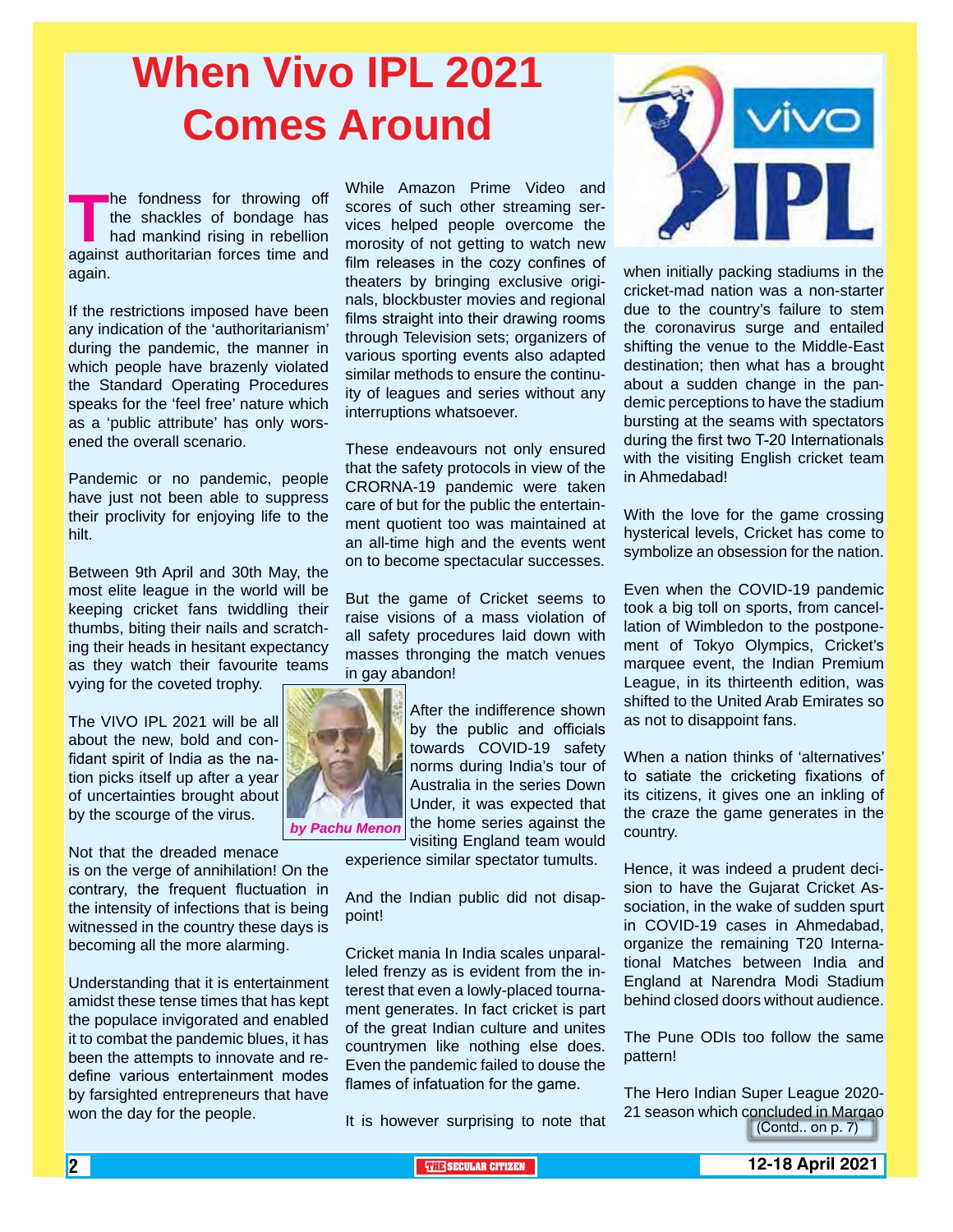# When Vivo IPL 2021 Comes Around

The fondness for throwing off the shackles of bondage has had mankind rising in rebellion against authoritarian forces time and again.

If the restrictions imposed have been any indication of the 'authoritarianism' during the pandemic, the manner in which people have brazenly violated the Standard Operating Procedures speaks for the 'feel free' nature which as a 'public attribute' has only worsened the overall scenario.

Pandemic or no pandemic, people have just not been able to suppress their proclivity for enjoying life to the hilt.

Between 9th April and 30th May, the most elite league in the world will be keeping cricket fans twiddling their thumbs, biting their nails and scratching their heads in hesitant expectancy as they watch their favourite teams vying for the coveted trophy.

The VIVO IPL 2021 will be all about the new, bold and confidant spirit of India as the nation picks itself up after a year of uncertainties brought about by the scourge of the virus.

*by Pachu Menon*

Not that the dreaded menace is on the verge of annihilation! On the contrary, the frequent fluctuation in the intensity of infections that is being witnessed in the country these days is becoming all the more alarming.

Understanding that it is entertainment amidst these tense times that has kept the populace invigorated and enabled it to combat the pandemic blues, it has been the attempts to innovate and redefine various entertainment modes by farsighted entrepreneurs that have won the day for the people.

While Amazon Prime Video and scores of such other streaming services helped people overcome the morosity of not getting to watch new film releases in the cozy confines of theaters by bringing exclusive originals, blockbuster movies and regional films straight into their drawing rooms through Television sets; organizers of various sporting events also adapted similar methods to ensure the continuity of leagues and series without any interruptions whatsoever.

These endeavours not only ensured that the safety protocols in view of the CRORNA-19 pandemic were taken care of but for the public the entertainment quotient too was maintained at an all-time high and the events went on to become spectacular successes.

But the game of Cricket seems to raise visions of a mass violation of all safety procedures laid down with masses thronging the match venues in gay abandon!

After the indifference shown by the public and officials towards COVID-19 safety norms during India's tour of Australia in the series Down Under, it was expected that the home series against the visiting England team would experience similar spectator tumults.

And the Indian public did not disappoint!

Cricket mania In India scales unparalleled frenzy as is evident from the interest that even a lowly-placed tournament generates. In fact cricket is part of the great Indian culture and unites countrymen like nothing else does. Even the pandemic failed to douse the flames of infatuation for the game.

It is however surprising to note that when initially packing stadiums in the cricket-mad nation was a non-starter due to the country's failure to stem the coronavirus surge and entailed shifting the venue to the Middle-East destination; then what has a brought about a sudden change in the pandemic perceptions to have the stadium bursting at the seams with spectators during the first two T-20 Internationals with the visiting English cricket team in Ahmedabad!

With the love for the game crossing hysterical levels, Cricket has come to symbolize an obsession for the nation.

Even when the COVID-19 pandemic took a big toll on sports, from cancellation of Wimbledon to the postponement of Tokyo Olympics, Cricket's marquee event, the Indian Premium League, in its thirteenth edition, was shifted to the United Arab Emirates so as not to disappoint fans.

When a nation thinks of 'alternatives' to satiate the cricketing fixations of its citizens, it gives one an inkling of the craze the game generates in the country.

Hence, it was indeed a prudent decision to have the Gujarat Cricket Association, in the wake of sudden spurt in COVID-19 cases in Ahmedabad, organize the remaining T20 International Matches between India and England at Narendra Modi Stadium behind closed doors without audience.

The Pune ODIs too follow the same pattern!

The Hero Indian Super League 2020-21 season which concluded in Margao

(Contd.. on p. 7)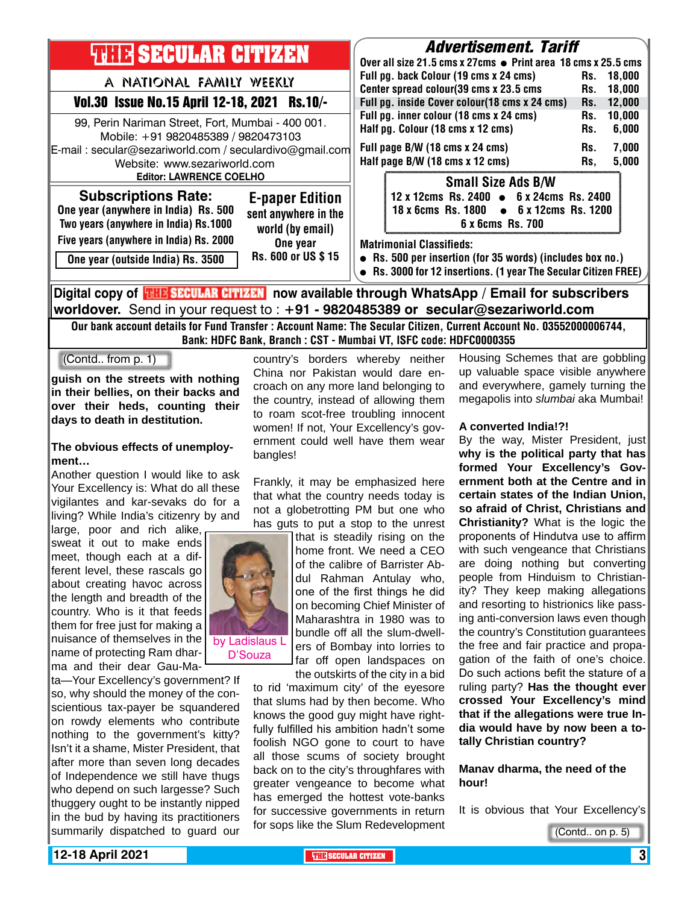# THE SECULAR CITIZEN

A NATIONAL FAMILY WEEKLY

**Vol.30 Issue No.15 April 12-18, 2021 Rs.10/-**

99, Perin Nariman Street, Fort, Mumbai - 400 001.
Mobile: +91 9820485389 / 9820473103
E-mail : secular@sezariworld.com / seculardivo@gmail.com
Website: www.sezariworld.com
**Editor: LAWRENCE COELHO**

## Subscriptions Rate:

One year (anywhere in India) Rs. 500
Two years (anywhere in India) Rs.1000
Five years (anywhere in India) Rs. 2000
One year (outside India) Rs. 3500

## E-paper Edition

sent anywhere in the world (by email)
One year
Rs. 600 or US $ 15

## Advertisement. Tariff

Over all size 21.5 cms x 27cms • Print area 18 cms x 25.5 cms

| | | |
|---|---|---|
| Full pg. back Colour (19 cms x 24 cms) | Rs. | 18,000 |
| Center spread colour(39 cms x 23.5 cms | Rs. | 18,000 |
| Full pg. inside Cover colour(18 cms x 24 cms) | Rs. | 12,000 |
| Full pg. inner colour (18 cms x 24 cms) | Rs. | 10,000 |
| Half pg. Colour (18 cms x 12 cms) | Rs. | 6,000 |
| Full page B/W (18 cms x 24 cms) | Rs. | 7,000 |
| Half page B/W (18 cms x 12 cms) | Rs, | 5,000 |

### Small Size Ads B/W

12 x 12cms Rs. 2400 • 6 x 24cms Rs. 2400
18 x 6cms Rs. 1800 • 6 x 12cms Rs. 1200
6 x 6cms Rs. 700

**Matrimonial Classifieds:**

- Rs. 500 per insertion (for 35 words) (includes box no.)
- Rs. 3000 for 12 insertions. (1 year The Secular Citizen FREE)

**Digital copy of THE SECULAR CITIZEN now available through WhatsApp / Email for subscribers worldover.** Send in your request to : **+91 - 9820485389 or secular@sezariworld.com**

**Our bank account details for Fund Transfer : Account Name: The Secular Citizen, Current Account No. 03552000006744, Bank: HDFC Bank, Branch : CST - Mumbai VT, ISFC code: HDFC0000355**

(Contd.. from p. 1)

**guish on the streets with nothing in their bellies, on their backs and over their heds, counting their days to death in destitution.**

**The obvious effects of unemployment…**

Another question I would like to ask Your Excellency is: What do all these vigilantes and kar-sevaks do for a living? While India's citizenry by and large, poor and rich alike, sweat it out to make ends meet, though each at a different level, these rascals go about creating havoc across the length and breadth of the country. Who is it that feeds them for free just for making a nuisance of themselves in the name of protecting Ram dharma and their dear Gau-Mata—Your Excellency's government? If so, why should the money of the conscientious tax-payer be squandered on rowdy elements who contribute nothing to the government's kitty? Isn't it a shame, Mister President, that after more than seven long decades of Independence we still have thugs who depend on such largesse? Such thuggery ought to be instantly nipped in the bud by having its practitioners summarily dispatched to guard our country's borders whereby neither China nor Pakistan would dare encroach on any more land belonging to the country, instead of allowing them to roam scot-free troubling innocent women! If not, Your Excellency's government could well have them wear bangles!

by Ladislaus L D'Souza

Frankly, it may be emphasized here that what the country needs today is not a globetrotting PM but one who has guts to put a stop to the unrest that is steadily rising on the home front. We need a CEO of the calibre of Barrister Abdul Rahman Antulay who, one of the first things he did on becoming Chief Minister of Maharashtra in 1980 was to bundle off all the slum-dwellers of Bombay into lorries to far off open landspaces on the outskirts of the city in a bid to rid 'maximum city' of the eyesore that slums had by then become. Who knows the good guy might have rightfully fulfilled his ambition hadn't some foolish NGO gone to court to have all those scums of society brought back on to the city's throughfares with greater vengeance to become what has emerged the brattiest vote-banks for successive governments in return for sops like the Slum Redevelopment Housing Schemes that are gobbling up valuable space visible anywhere and everywhere, gamely turning the megapolis into *slumbai* aka Mumbai!

**A converted India!?!**

By the way, Mister President, just **why is the political party that has formed Your Excellency's Government both at the Centre and in certain states of the Indian Union, so afraid of Christ, Christians and Christianity?** What is the logic the proponents of Hindutva use to affirm with such vengeance that Christians are doing nothing but converting people from Hinduism to Christianity? They keep making allegations and resorting to histrionics like passing anti-conversion laws even though the country's Constitution guarantees the free and fair practice and propagation of the faith of one's choice. Do such actions befit the stature of a ruling party? **Has the thought ever crossed Your Excellency's mind that if the allegations were true India would have by now been a totally Christian country?**

**Manav dharma, the need of the hour!**

It is obvious that Your Excellency's

(Contd.. on p. 5)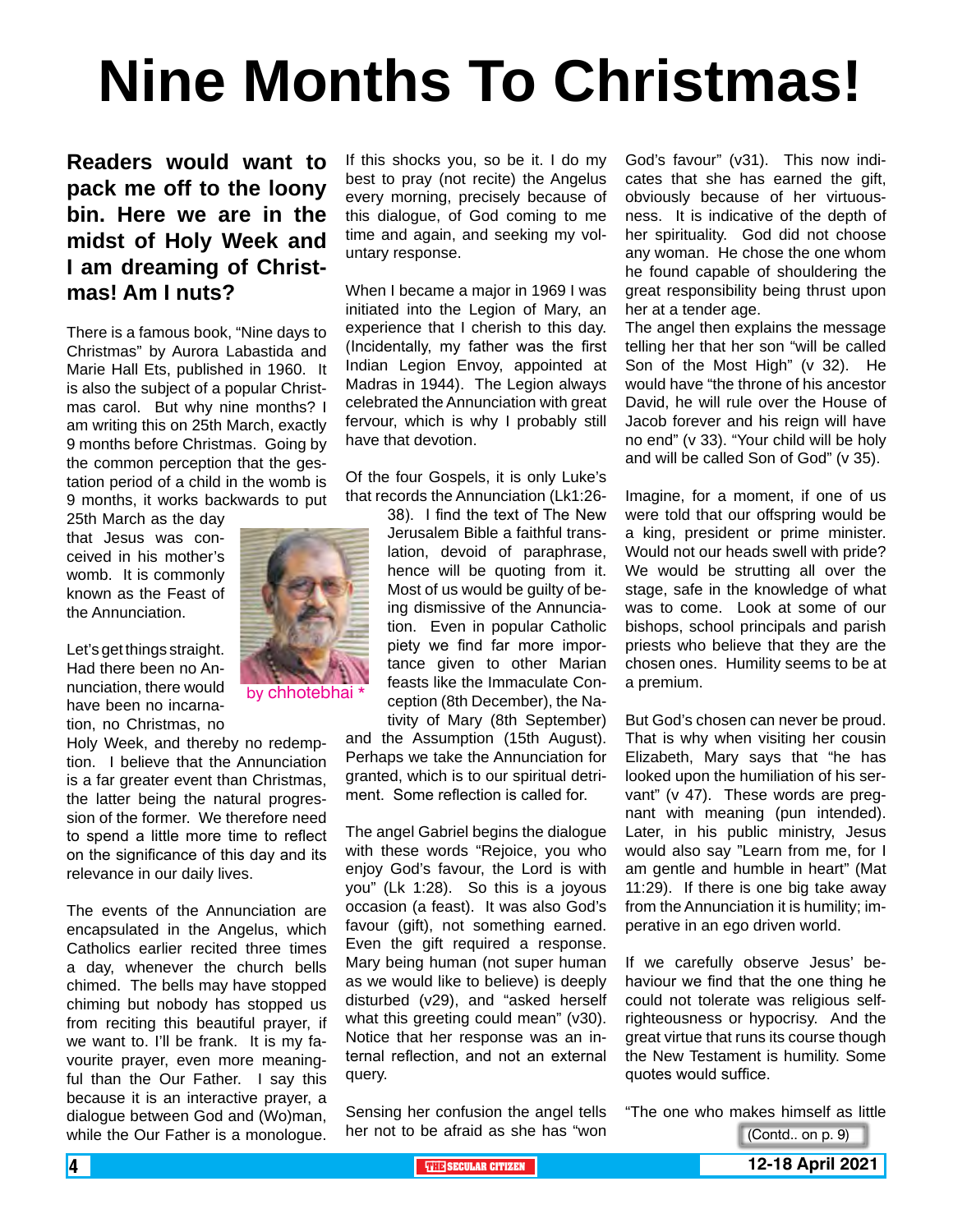# Nine Months To Christmas!

**Readers would want to pack me off to the loony bin. Here we are in the midst of Holy Week and I am dreaming of Christmas! Am I nuts?**

There is a famous book, "Nine days to Christmas" by Aurora Labastida and Marie Hall Ets, published in 1960. It is also the subject of a popular Christmas carol. But why nine months? I am writing this on 25th March, exactly 9 months before Christmas. Going by the common perception that the gestation period of a child in the womb is 9 months, it works backwards to put 25th March as the day that Jesus was conceived in his mother's womb. It is commonly known as the Feast of the Annunciation.

by chhotebhai *

Let's get things straight. Had there been no Annunciation, there would have been no incarnation, no Christmas, no Holy Week, and thereby no redemption. I believe that the Annunciation is a far greater event than Christmas, the latter being the natural progression of the former. We therefore need to spend a little more time to reflect on the significance of this day and its relevance in our daily lives.

The events of the Annunciation are encapsulated in the Angelus, which Catholics earlier recited three times a day, whenever the church bells chimed. The bells may have stopped chiming but nobody has stopped us from reciting this beautiful prayer, if we want to. I'll be frank. It is my favourite prayer, even more meaningful than the Our Father. I say this because it is an interactive prayer, a dialogue between God and (Wo)man, while the Our Father is a monologue.

If this shocks you, so be it. I do my best to pray (not recite) the Angelus every morning, precisely because of this dialogue, of God coming to me time and again, and seeking my voluntary response.

When I became a major in 1969 I was initiated into the Legion of Mary, an experience that I cherish to this day. (Incidentally, my father was the first Indian Legion Envoy, appointed at Madras in 1944). The Legion always celebrated the Annunciation with great fervour, which is why I probably still have that devotion.

Of the four Gospels, it is only Luke's that records the Annunciation (Lk1:26-38). I find the text of The New Jerusalem Bible a faithful translation, devoid of paraphrase, hence will be quoting from it. Most of us would be guilty of being dismissive of the Annunciation. Even in popular Catholic piety we find far more importance given to other Marian feasts like the Immaculate Conception (8th December), the Nativity of Mary (8th September) and the Assumption (15th August). Perhaps we take the Annunciation for granted, which is to our spiritual detriment. Some reflection is called for.

The angel Gabriel begins the dialogue with these words "Rejoice, you who enjoy God's favour, the Lord is with you" (Lk 1:28). So this is a joyous occasion (a feast). It was also God's favour (gift), not something earned. Even the gift required a response. Mary being human (not super human as we would like to believe) is deeply disturbed (v29), and "asked herself what this greeting could mean" (v30). Notice that her response was an internal reflection, and not an external query.

Sensing her confusion the angel tells her not to be afraid as she has "won God's favour" (v31). This now indicates that she has earned the gift, obviously because of her virtuousness. It is indicative of the depth of her spirituality. God did not choose any woman. He chose the one whom he found capable of shouldering the great responsibility being thrust upon her at a tender age.

The angel then explains the message telling her that her son "will be called Son of the Most High" (v 32). He would have "the throne of his ancestor David, he will rule over the House of Jacob forever and his reign will have no end" (v 33). "Your child will be holy and will be called Son of God" (v 35).

Imagine, for a moment, if one of us were told that our offspring would be a king, president or prime minister. Would not our heads swell with pride? We would be strutting all over the stage, safe in the knowledge of what was to come. Look at some of our bishops, school principals and parish priests who believe that they are the chosen ones. Humility seems to be at a premium.

But God's chosen can never be proud. That is why when visiting her cousin Elizabeth, Mary says that "he has looked upon the humiliation of his servant" (v 47). These words are pregnant with meaning (pun intended). Later, in his public ministry, Jesus would also say "Learn from me, for I am gentle and humble in heart" (Mat 11:29). If there is one big take away from the Annunciation it is humility; imperative in an ego driven world.

If we carefully observe Jesus' behaviour we find that the one thing he could not tolerate was religious self-righteousness or hypocrisy. And the great virtue that runs its course though the New Testament is humility. Some quotes would suffice.

"The one who makes himself as little

(Contd.. on p. 9)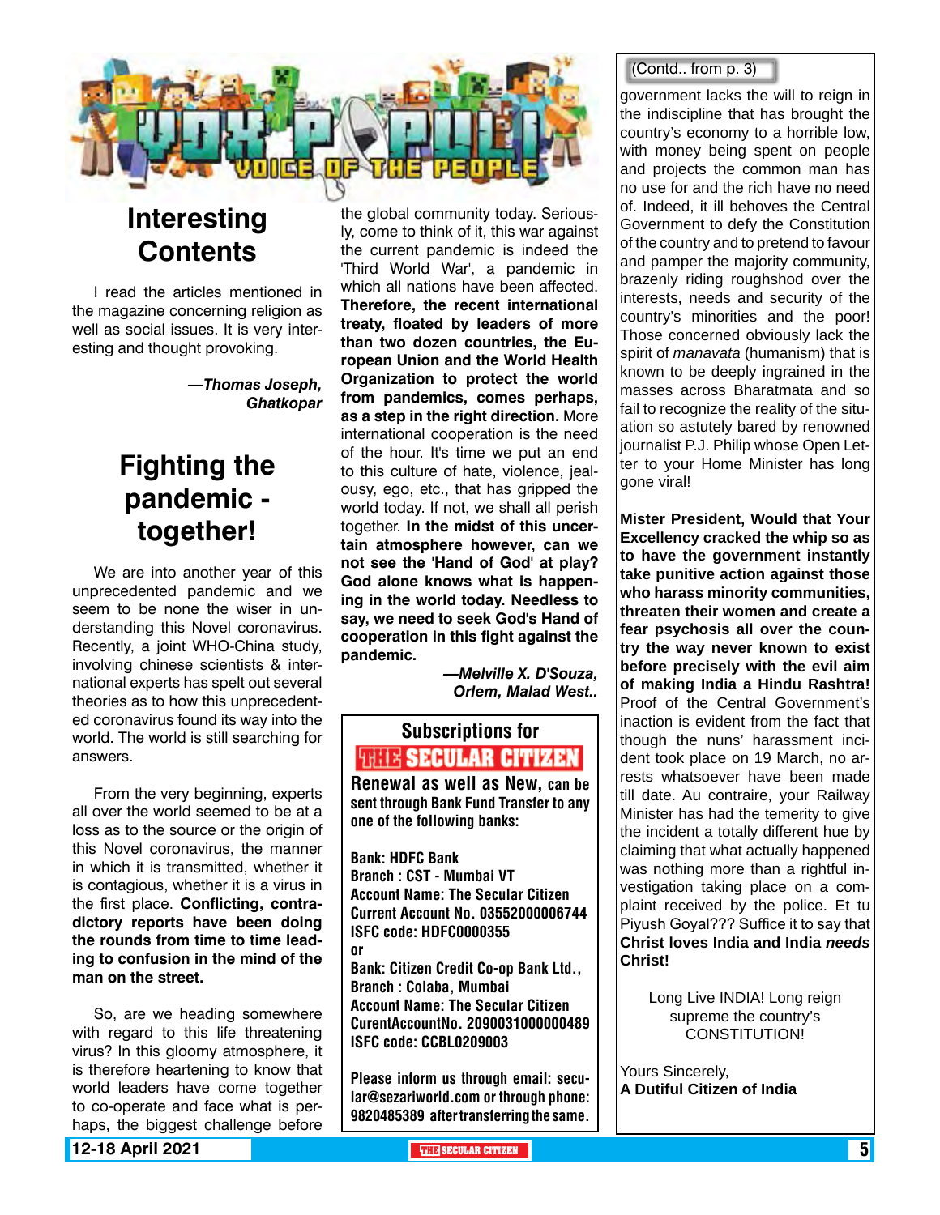# VOX POPULI – VOICE OF THE PEOPLE

## Interesting Contents

I read the articles mentioned in the magazine concerning religion as well as social issues. It is very interesting and thought provoking.

***—Thomas Joseph, Ghatkopar***

## Fighting the pandemic - together!

We are into another year of this unprecedented pandemic and we seem to be none the wiser in understanding this Novel coronavirus. Recently, a joint WHO-China study, involving chinese scientists & international experts has spelt out several theories as to how this unprecedented coronavirus found its way into the world. The world is still searching for answers.

From the very beginning, experts all over the world seemed to be at a loss as to the source or the origin of this Novel coronavirus, the manner in which it is transmitted, whether it is contagious, whether it is a virus in the first place. **Conflicting, contradictory reports have been doing the rounds from time to time leading to confusion in the mind of the man on the street.**

So, are we heading somewhere with regard to this life threatening virus? In this gloomy atmosphere, it is therefore heartening to know that world leaders have come together to co-operate and face what is perhaps, the biggest challenge before the global community today. Seriously, come to think of it, this war against the current pandemic is indeed the 'Third World War', a pandemic in which all nations have been affected. **Therefore, the recent international treaty, floated by leaders of more than two dozen countries, the European Union and the World Health Organization to protect the world from pandemics, comes perhaps, as a step in the right direction.** More international cooperation is the need of the hour. It's time we put an end to this culture of hate, violence, jealousy, ego, etc., that has gripped the world today. If not, we shall all perish together. **In the midst of this uncertain atmosphere however, can we not see the 'Hand of God' at play? God alone knows what is happening in the world today. Needless to say, we need to seek God's Hand of cooperation in this fight against the pandemic.**

***—Melville X. D'Souza, Orlem, Malad West..***

---

**Subscriptions for THE SECULAR CITIZEN**

**Renewal as well as New, can be sent through Bank Fund Transfer to any one of the following banks:**

**Bank: HDFC Bank**
**Branch : CST - Mumbai VT**
**Account Name: The Secular Citizen**
**Current Account No. 03552000006744**
**ISFC code: HDFC0000355**
**or**
**Bank: Citizen Credit Co-op Bank Ltd.,**
**Branch : Colaba, Mumbai**
**Account Name: The Secular Citizen**
**CurentAccountNo. 2090031000000489**
**ISFC code: CCBL0209003**

**Please inform us through email: secular@sezariworld.com or through phone: 9820485389 after transferring the same.**

---

(Contd.. from p. 3)

government lacks the will to reign in the indiscipline that has brought the country's economy to a horrible low, with money being spent on people and projects the common man has no use for and the rich have no need of. Indeed, it ill behoves the Central Government to defy the Constitution of the country and to pretend to favour and pamper the majority community, brazenly riding roughshod over the interests, needs and security of the country's minorities and the poor! Those concerned obviously lack the spirit of *manavata* (humanism) that is known to be deeply ingrained in the masses across Bharatmata and so fail to recognize the reality of the situation so astutely bared by renowned journalist P.J. Philip whose Open Letter to your Home Minister has long gone viral!

**Mister President, Would that Your Excellency cracked the whip so as to have the government instantly take punitive action against those who harass minority communities, threaten their women and create a fear psychosis all over the country the way never known to exist before precisely with the evil aim of making India a Hindu Rashtra!** Proof of the Central Government's inaction is evident from the fact that though the nuns' harassment incident took place on 19 March, no arrests whatsoever have been made till date. Au contraire, your Railway Minister has had the temerity to give the incident a totally different hue by claiming that what actually happened was nothing more than a rightful investigation taking place on a complaint received by the police. Et tu Piyush Goyal??? Suffice it to say that **Christ loves India and India *needs* Christ!**

Long Live INDIA! Long reign supreme the country's CONSTITUTION!

Yours Sincerely,
**A Dutiful Citizen of India**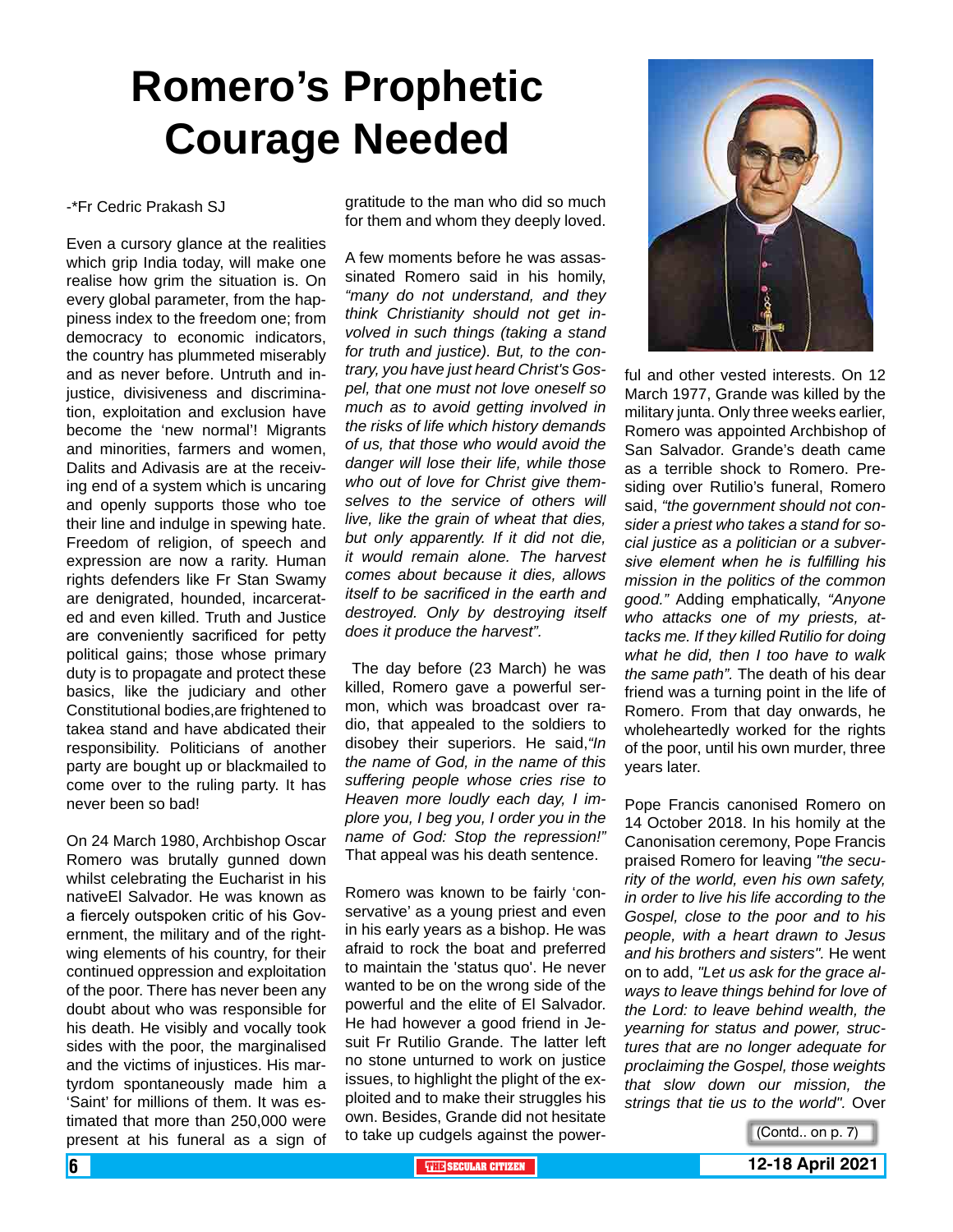# Romero's Prophetic Courage Needed

-*Fr Cedric Prakash SJ

Even a cursory glance at the realities which grip India today, will make one realise how grim the situation is. On every global parameter, from the happiness index to the freedom one; from democracy to economic indicators, the country has plummeted miserably and as never before. Untruth and injustice, divisiveness and discrimination, exploitation and exclusion have become the 'new normal'! Migrants and minorities, farmers and women, Dalits and Adivasis are at the receiving end of a system which is uncaring and openly supports those who toe their line and indulge in spewing hate. Freedom of religion, of speech and expression are now a rarity. Human rights defenders like Fr Stan Swamy are denigrated, hounded, incarcerated and even killed. Truth and Justice are conveniently sacrificed for petty political gains; those whose primary duty is to propagate and protect these basics, like the judiciary and other Constitutional bodies,are frightened to takea stand and have abdicated their responsibility. Politicians of another party are bought up or blackmailed to come over to the ruling party. It has never been so bad!

On 24 March 1980, Archbishop Oscar Romero was brutally gunned down whilst celebrating the Eucharist in his nativeEl Salvador. He was known as a fiercely outspoken critic of his Government, the military and of the right-wing elements of his country, for their continued oppression and exploitation of the poor. There has never been any doubt about who was responsible for his death. He visibly and vocally took sides with the poor, the marginalised and the victims of injustices. His martyrdom spontaneously made him a 'Saint' for millions of them. It was estimated that more than 250,000 were present at his funeral as a sign of gratitude to the man who did so much for them and whom they deeply loved.

A few moments before he was assassinated Romero said in his homily, *"many do not understand, and they think Christianity should not get involved in such things (taking a stand for truth and justice). But, to the contrary, you have just heard Christ's Gospel, that one must not love oneself so much as to avoid getting involved in the risks of life which history demands of us, that those who would avoid the danger will lose their life, while those who out of love for Christ give themselves to the service of others will live, like the grain of wheat that dies, but only apparently. If it did not die, it would remain alone. The harvest comes about because it dies, allows itself to be sacrificed in the earth and destroyed. Only by destroying itself does it produce the harvest".*

The day before (23 March) he was killed, Romero gave a powerful sermon, which was broadcast over radio, that appealed to the soldiers to disobey their superiors. He said,*"In the name of God, in the name of this suffering people whose cries rise to Heaven more loudly each day, I implore you, I beg you, I order you in the name of God: Stop the repression!"* That appeal was his death sentence.

Romero was known to be fairly 'conservative' as a young priest and even in his early years as a bishop. He was afraid to rock the boat and preferred to maintain the 'status quo'. He never wanted to be on the wrong side of the powerful and the elite of El Salvador. He had however a good friend in Jesuit Fr Rutilio Grande. The latter left no stone unturned to work on justice issues, to highlight the plight of the exploited and to make their struggles his own. Besides, Grande did not hesitate to take up cudgels against the powerful and other vested interests. On 12 March 1977, Grande was killed by the military junta. Only three weeks earlier, Romero was appointed Archbishop of San Salvador. Grande's death came as a terrible shock to Romero. Presiding over Rutilio's funeral, Romero said, *"the government should not consider a priest who takes a stand for social justice as a politician or a subversive element when he is fulfilling his mission in the politics of the common good."* Adding emphatically, *"Anyone who attacks one of my priests, attacks me. If they killed Rutilio for doing what he did, then I too have to walk the same path".* The death of his dear friend was a turning point in the life of Romero. From that day onwards, he wholeheartedly worked for the rights of the poor, until his own murder, three years later.

Pope Francis canonised Romero on 14 October 2018. In his homily at the Canonisation ceremony, Pope Francis praised Romero for leaving *"the security of the world, even his own safety, in order to live his life according to the Gospel, close to the poor and to his people, with a heart drawn to Jesus and his brothers and sisters".* He went on to add, *"Let us ask for the grace always to leave things behind for love of the Lord: to leave behind wealth, the yearning for status and power, structures that are no longer adequate for proclaiming the Gospel, those weights that slow down our mission, the strings that tie us to the world".* Over

(Contd.. on p. 7)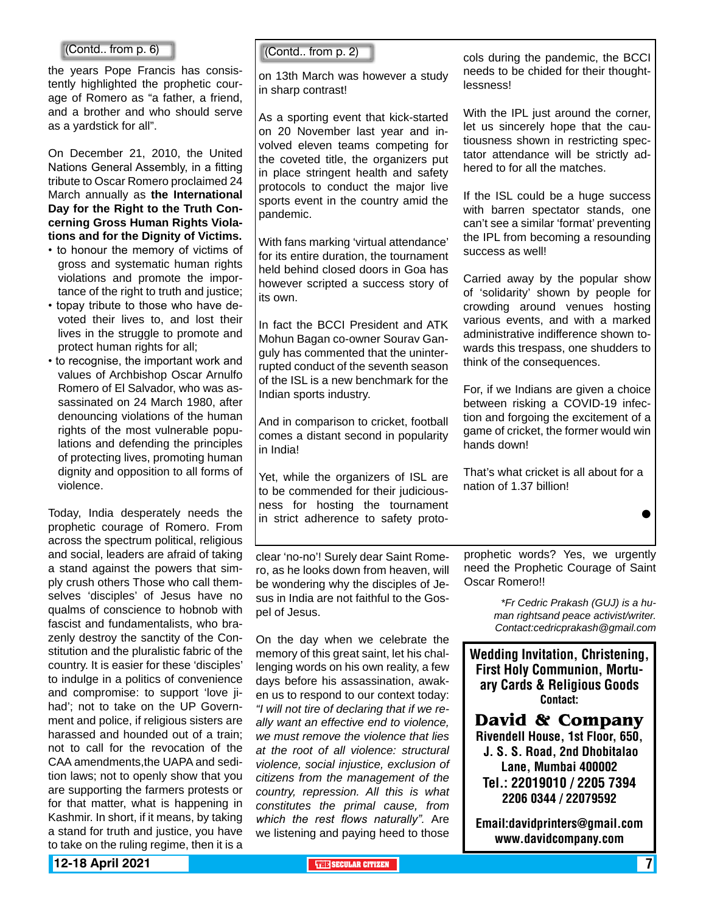(Contd.. from p. 6)

the years Pope Francis has consistently highlighted the prophetic courage of Romero as "a father, a friend, and a brother and who should serve as a yardstick for all".

On December 21, 2010, the United Nations General Assembly, in a fitting tribute to Oscar Romero proclaimed 24 March annually as **the International Day for the Right to the Truth Concerning Gross Human Rights Violations and for the Dignity of Victims.**

- to honour the memory of victims of gross and systematic human rights violations and promote the importance of the right to truth and justice;
- topay tribute to those who have devoted their lives to, and lost their lives in the struggle to promote and protect human rights for all;
- to recognise, the important work and values of Archbishop Oscar Arnulfo Romero of El Salvador, who was assassinated on 24 March 1980, after denouncing violations of the human rights of the most vulnerable populations and defending the principles of protecting lives, promoting human dignity and opposition to all forms of violence.

Today, India desperately needs the prophetic courage of Romero. From across the spectrum political, religious and social, leaders are afraid of taking a stand against the powers that simply crush others Those who call themselves 'disciples' of Jesus have no qualms of conscience to hobnob with fascist and fundamentalists, who brazenly destroy the sanctity of the Constitution and the pluralistic fabric of the country. It is easier for these 'disciples' to indulge in a politics of convenience and compromise: to support 'love jihad'; not to take on the UP Government and police, if religious sisters are harassed and hounded out of a train; not to call for the revocation of the CAA amendments,the UAPA and sedition laws; not to openly show that you are supporting the farmers protests or for that matter, what is happening in Kashmir. In short, if it means, by taking a stand for truth and justice, you have to take on the ruling regime, then it is a clear 'no-no'! Surely dear Saint Romero, as he looks down from heaven, will be wondering why the disciples of Jesus in India are not faithful to the Gospel of Jesus.

On the day when we celebrate the memory of this great saint, let his challenging words on his own reality, a few days before his assassination, awaken us to respond to our context today: *"I will not tire of declaring that if we really want an effective end to violence, we must remove the violence that lies at the root of all violence: structural violence, social injustice, exclusion of citizens from the management of the country, repression. All this is what constitutes the primal cause, from which the rest flows naturally".* Are we listening and paying heed to those prophetic words? Yes, we urgently need the Prophetic Courage of Saint Oscar Romero!!

*\*Fr Cedric Prakash (GUJ) is a human rightsand peace activist/writer. Contact:cedricprakash@gmail.com*

(Contd.. from p. 2)

on 13th March was however a study in sharp contrast!

As a sporting event that kick-started on 20 November last year and involved eleven teams competing for the coveted title, the organizers put in place stringent health and safety protocols to conduct the major live sports event in the country amid the pandemic.

With fans marking 'virtual attendance' for its entire duration, the tournament held behind closed doors in Goa has however scripted a success story of its own.

In fact the BCCI President and ATK Mohun Bagan co-owner Sourav Ganguly has commented that the uninterrupted conduct of the seventh season of the ISL is a new benchmark for the Indian sports industry.

And in comparison to cricket, football comes a distant second in popularity in India!

Yet, while the organizers of ISL are to be commended for their judiciousness for hosting the tournament in strict adherence to safety protocols during the pandemic, the BCCI needs to be chided for their thoughtlessness!

With the IPL just around the corner, let us sincerely hope that the cautiousness shown in restricting spectator attendance will be strictly adhered to for all the matches.

If the ISL could be a huge success with barren spectator stands, one can't see a similar 'format' preventing the IPL from becoming a resounding success as well!

Carried away by the popular show of 'solidarity' shown by people for crowding around venues hosting various events, and with a marked administrative indifference shown towards this trespass, one shudders to think of the consequences.

For, if we Indians are given a choice between risking a COVID-19 infection and forgoing the excitement of a game of cricket, the former would win hands down!

That's what cricket is all about for a nation of 1.37 billion!

●

**Wedding Invitation, Christening, First Holy Communion, Mortuary Cards & Religious Goods**
**Contact:**

**David & Company**
**Rivendell House, 1st Floor, 650, J. S. S. Road, 2nd Dhobitalao Lane, Mumbai 400002**
**Tel.: 22019010 / 2205 7394 2206 0344 / 22079592**

**Email:davidprinters@gmail.com**
**www.davidcompany.com**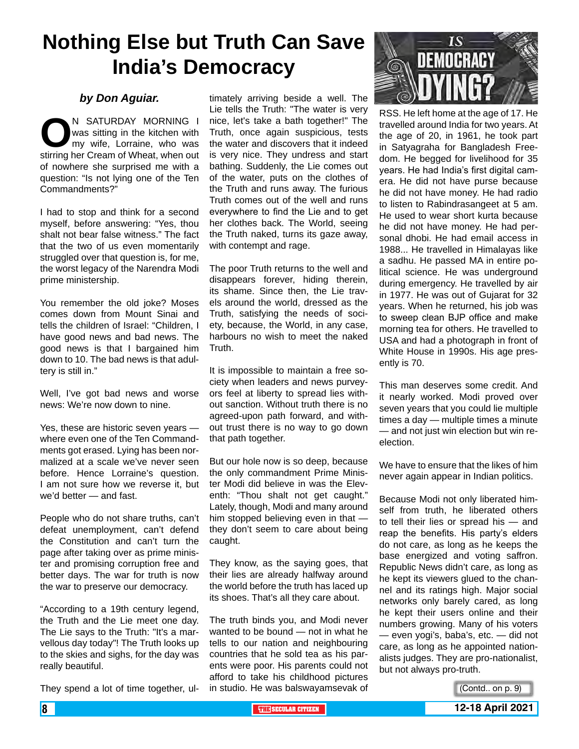# Nothing Else but Truth Can Save India's Democracy

***by Don Aguiar.***

ON SATURDAY MORNING I was sitting in the kitchen with my wife, Lorraine, who was stirring her Cream of Wheat, when out of nowhere she surprised me with a question: "Is not lying one of the Ten Commandments?"

I had to stop and think for a second myself, before answering: "Yes, thou shalt not bear false witness." The fact that the two of us even momentarily struggled over that question is, for me, the worst legacy of the Narendra Modi prime ministership.

You remember the old joke? Moses comes down from Mount Sinai and tells the children of Israel: "Children, I have good news and bad news. The good news is that I bargained him down to 10. The bad news is that adultery is still in."

Well, I've got bad news and worse news: We're now down to nine.

Yes, these are historic seven years — where even one of the Ten Commandments got erased. Lying has been normalized at a scale we've never seen before. Hence Lorraine's question. I am not sure how we reverse it, but we'd better — and fast.

People who do not share truths, can't defeat unemployment, can't defend the Constitution and can't turn the page after taking over as prime minister and promising corruption free and better days. The war for truth is now the war to preserve our democracy.

"According to a 19th century legend, the Truth and the Lie meet one day. The Lie says to the Truth: "It's a marvellous day today"! The Truth looks up to the skies and sighs, for the day was really beautiful.

They spend a lot of time together, ultimately arriving beside a well. The Lie tells the Truth: "The water is very nice, let's take a bath together!" The Truth, once again suspicious, tests the water and discovers that it indeed is very nice. They undress and start bathing. Suddenly, the Lie comes out of the water, puts on the clothes of the Truth and runs away. The furious Truth comes out of the well and runs everywhere to find the Lie and to get her clothes back. The World, seeing the Truth naked, turns its gaze away, with contempt and rage.

The poor Truth returns to the well and disappears forever, hiding therein, its shame. Since then, the Lie travels around the world, dressed as the Truth, satisfying the needs of society, because, the World, in any case, harbours no wish to meet the naked Truth.

It is impossible to maintain a free society when leaders and news purveyors feel at liberty to spread lies without sanction. Without truth there is no agreed-upon path forward, and without trust there is no way to go down that path together.

But our hole now is so deep, because the only commandment Prime Minister Modi did believe in was the Eleventh: "Thou shalt not get caught." Lately, though, Modi and many around him stopped believing even in that — they don't seem to care about being caught.

They know, as the saying goes, that their lies are already halfway around the world before the truth has laced up its shoes. That's all they care about.

The truth binds you, and Modi never wanted to be bound — not in what he tells to our nation and neighbouring countries that he sold tea as his parents were poor. His parents could not afford to take his childhood pictures in studio. He was balswayamsevak of RSS. He left home at the age of 17. He travelled around India for two years. At the age of 20, in 1961, he took part in Satyagraha for Bangladesh Freedom. He begged for livelihood for 35 years. He had India's first digital camera. He did not have purse because he did not have money. He had radio to listen to Rabindrasangeet at 5 am. He used to wear short kurta because he did not have money. He had personal dhobi. He had email access in 1988... He travelled in Himalayas like a sadhu. He passed MA in entire political science. He was underground during emergency. He travelled by air in 1977. He was out of Gujarat for 32 years. When he returned, his job was to sweep clean BJP office and make morning tea for others. He travelled to USA and had a photograph in front of White House in 1990s. His age presently is 70.

This man deserves some credit. And it nearly worked. Modi proved over seven years that you could lie multiple times a day — multiple times a minute — and not just win election but win re-election.

We have to ensure that the likes of him never again appear in Indian politics.

Because Modi not only liberated himself from truth, he liberated others to tell their lies or spread his — and reap the benefits. His party's elders do not care, as long as he keeps the base energized and voting saffron. Republic News didn't care, as long as he kept its viewers glued to the channel and its ratings high. Major social networks only barely cared, as long he kept their users online and their numbers growing. Many of his voters — even yogi's, baba's, etc. — did not care, as long as he appointed nationalists judges. They are pro-nationalist, but not always pro-truth.

(Contd.. on p. 9)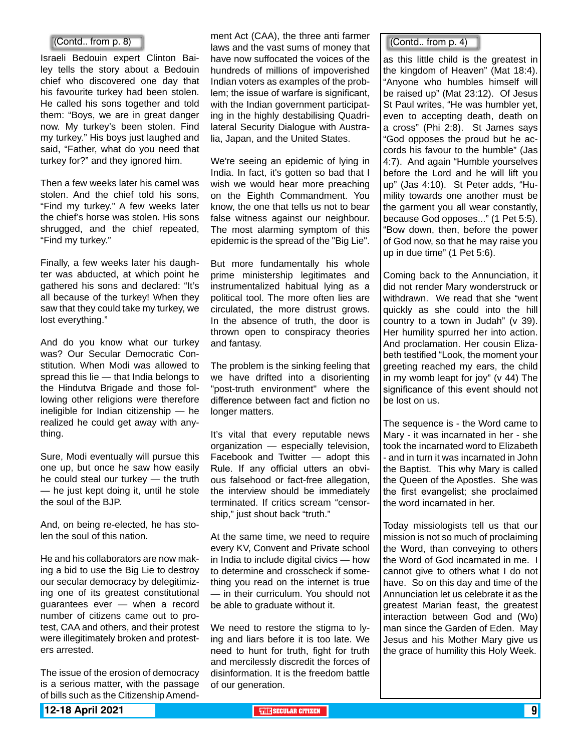(Contd.. from p. 8)

Israeli Bedouin expert Clinton Bailey tells the story about a Bedouin chief who discovered one day that his favourite turkey had been stolen. He called his sons together and told them: "Boys, we are in great danger now. My turkey's been stolen. Find my turkey." His boys just laughed and said, "Father, what do you need that turkey for?" and they ignored him.

Then a few weeks later his camel was stolen. And the chief told his sons, "Find my turkey." A few weeks later the chief's horse was stolen. His sons shrugged, and the chief repeated, "Find my turkey."

Finally, a few weeks later his daughter was abducted, at which point he gathered his sons and declared: "It's all because of the turkey! When they saw that they could take my turkey, we lost everything."

And do you know what our turkey was? Our Secular Democratic Constitution. When Modi was allowed to spread this lie — that India belongs to the Hindutva Brigade and those following other religions were therefore ineligible for Indian citizenship — he realized he could get away with anything.

Sure, Modi eventually will pursue this one up, but once he saw how easily he could steal our turkey — the truth — he just kept doing it, until he stole the soul of the BJP.

And, on being re-elected, he has stolen the soul of this nation.

He and his collaborators are now making a bid to use the Big Lie to destroy our secular democracy by delegitimizing one of its greatest constitutional guarantees ever — when a record number of citizens came out to protest, CAA and others, and their protest were illegitimately broken and protesters arrested.

The issue of the erosion of democracy is a serious matter, with the passage of bills such as the Citizenship Amendment Act (CAA), the three anti farmer laws and the vast sums of money that have now suffocated the voices of the hundreds of millions of impoverished Indian voters as examples of the problem; the issue of warfare is significant, with the Indian government participating in the highly destabilising Quadrilateral Security Dialogue with Australia, Japan, and the United States.

We're seeing an epidemic of lying in India. In fact, it's gotten so bad that I wish we would hear more preaching on the Eighth Commandment. You know, the one that tells us not to bear false witness against our neighbour. The most alarming symptom of this epidemic is the spread of the "Big Lie".

But more fundamentally his whole prime ministership legitimates and instrumentalized habitual lying as a political tool. The more often lies are circulated, the more distrust grows. In the absence of truth, the door is thrown open to conspiracy theories and fantasy.

The problem is the sinking feeling that we have drifted into a disorienting "post-truth environment" where the difference between fact and fiction no longer matters.

It's vital that every reputable news organization — especially television, Facebook and Twitter — adopt this Rule. If any official utters an obvious falsehood or fact-free allegation, the interview should be immediately terminated. If critics scream "censorship," just shout back "truth."

At the same time, we need to require every KV, Convent and Private school in India to include digital civics — how to determine and crosscheck if something you read on the internet is true — in their curriculum. You should not be able to graduate without it.

We need to restore the stigma to lying and liars before it is too late. We need to hunt for truth, fight for truth and mercilessly discredit the forces of disinformation. It is the freedom battle of our generation.

(Contd.. from p. 4)

as this little child is the greatest in the kingdom of Heaven" (Mat 18:4). "Anyone who humbles himself will be raised up" (Mat 23:12). Of Jesus St Paul writes, "He was humbler yet, even to accepting death, death on a cross" (Phi 2:8). St James says "God opposes the proud but he accords his favour to the humble" (Jas 4:7). And again "Humble yourselves before the Lord and he will lift you up" (Jas 4:10). St Peter adds, "Humility towards one another must be the garment you all wear constantly, because God opposes..." (1 Pet 5:5). "Bow down, then, before the power of God now, so that he may raise you up in due time" (1 Pet 5:6).

Coming back to the Annunciation, it did not render Mary wonderstruck or withdrawn. We read that she "went quickly as she could into the hill country to a town in Judah" (v 39). Her humility spurred her into action. And proclamation. Her cousin Elizabeth testified "Look, the moment your greeting reached my ears, the child in my womb leapt for joy" (v 44) The significance of this event should not be lost on us.

The sequence is - the Word came to Mary - it was incarnated in her - she took the incarnated word to Elizabeth - and in turn it was incarnated in John the Baptist. This why Mary is called the Queen of the Apostles. She was the first evangelist; she proclaimed the word incarnated in her.

Today missiologists tell us that our mission is not so much of proclaiming the Word, than conveying to others the Word of God incarnated in me. I cannot give to others what I do not have. So on this day and time of the Annunciation let us celebrate it as the greatest Marian feast, the greatest interaction between God and (Wo) man since the Garden of Eden. May Jesus and his Mother Mary give us the grace of humility this Holy Week.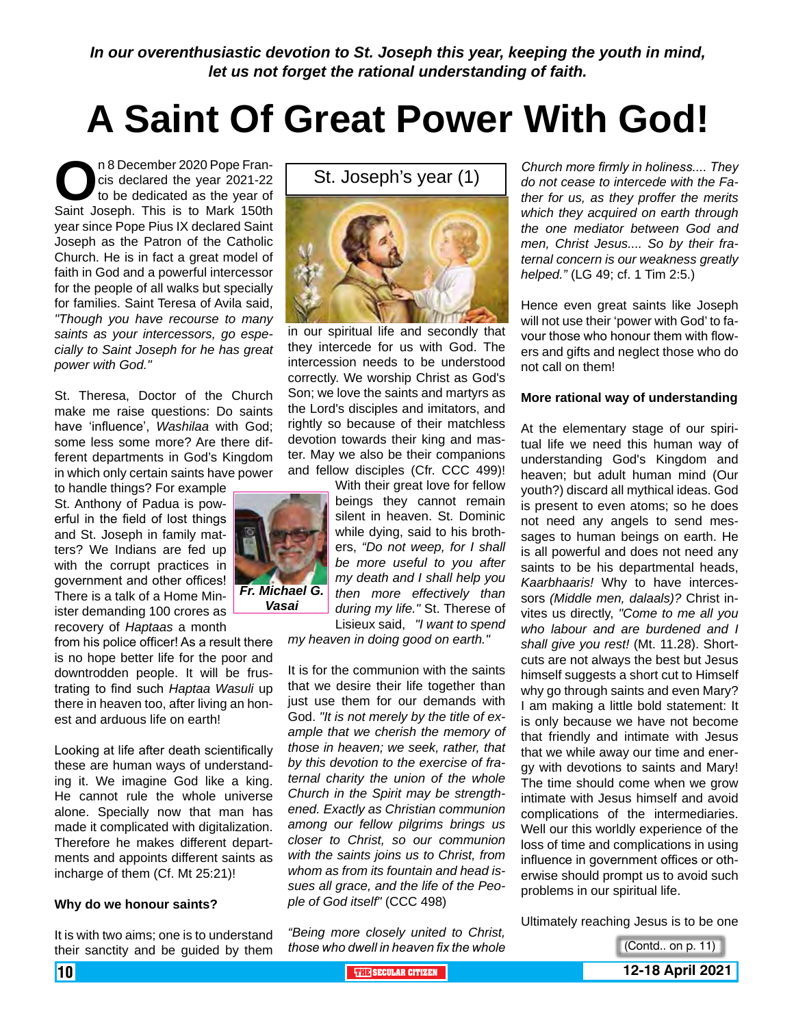*In our overenthusiastic devotion to St. Joseph this year, keeping the youth in mind, let us not forget the rational understanding of faith.*

# A Saint Of Great Power With God!

St. Joseph's year (1)

On 8 December 2020 Pope Francis declared the year 2021-22 to be dedicated as the year of Saint Joseph. This is to Mark 150th year since Pope Pius IX declared Saint Joseph as the Patron of the Catholic Church. He is in fact a great model of faith in God and a powerful intercessor for the people of all walks but specially for families. Saint Teresa of Avila said, *"Though you have recourse to many saints as your intercessors, go especially to Saint Joseph for he has great power with God."*

St. Theresa, Doctor of the Church make me raise questions: Do saints have 'influence', *Washilaa* with God; some less some more? Are there different departments in God's Kingdom in which only certain saints have power to handle things? For example St. Anthony of Padua is powerful in the field of lost things and St. Joseph in family matters? We Indians are fed up with the corrupt practices in government and other offices! There is a talk of a Home Minister demanding 100 crores as recovery of *Haptaas* a month from his police officer! As a result there is no hope better life for the poor and downtrodden people. It will be frustrating to find such *Haptaa Wasuli* up there in heaven too, after living an honest and arduous life on earth!

Looking at life after death scientifically these are human ways of understanding it. We imagine God like a king. He cannot rule the whole universe alone. Specially now that man has made it complicated with digitalization. Therefore he makes different departments and appoints different saints as incharge of them (Cf. Mt 25:21)!

**Why do we honour saints?**

It is with two aims; one is to understand their sanctity and be guided by them in our spiritual life and secondly that they intercede for us with God. The intercession needs to be understood correctly. We worship Christ as God's Son; we love the saints and martyrs as the Lord's disciples and imitators, and rightly so because of their matchless devotion towards their king and master. May we also be their companions and fellow disciples (Cfr. CCC 499)! With their great love for fellow beings they cannot remain silent in heaven. St. Dominic while dying, said to his brothers, *"Do not weep, for I shall be more useful to you after my death and I shall help you then more effectively than during my life."* St. Therese of Lisieux said, *"I want to spend my heaven in doing good on earth."*

***Fr. Michael G. Vasai***

It is for the communion with the saints that we desire their life together than just use them for our demands with God. *"It is not merely by the title of example that we cherish the memory of those in heaven; we seek, rather, that by this devotion to the exercise of fraternal charity the union of the whole Church in the Spirit may be strengthened. Exactly as Christian communion among our fellow pilgrims brings us closer to Christ, so our communion with the saints joins us to Christ, from whom as from its fountain and head issues all grace, and the life of the People of God itself"* (CCC 498)

*"Being more closely united to Christ, those who dwell in heaven fix the whole Church more firmly in holiness.... They do not cease to intercede with the Father for us, as they proffer the merits which they acquired on earth through the one mediator between God and men, Christ Jesus.... So by their fraternal concern is our weakness greatly helped."* (LG 49; cf. 1 Tim 2:5.)

Hence even great saints like Joseph will not use their 'power with God' to favour those who honour them with flowers and gifts and neglect those who do not call on them!

**More rational way of understanding**

At the elementary stage of our spiritual life we need this human way of understanding God's Kingdom and heaven; but adult human mind (Our youth?) discard all mythical ideas. God is present to even atoms; so he does not need any angels to send messages to human beings on earth. He is all powerful and does not need any saints to be his departmental heads, *Kaarbhaaris!* Why to have intercessors *(Middle men, dalaals)?* Christ invites us directly, *"Come to me all you who labour and are burdened and I shall give you rest!* (Mt. 11.28). Shortcuts are not always the best but Jesus himself suggests a short cut to Himself why go through saints and even Mary? I am making a little bold statement: It is only because we have not become that friendly and intimate with Jesus that we while away our time and energy with devotions to saints and Mary! The time should come when we grow intimate with Jesus himself and avoid complications of the intermediaries. Well our this worldly experience of the loss of time and complications in using influence in government offices or otherwise should prompt us to avoid such problems in our spiritual life.

Ultimately reaching Jesus is to be one

(Contd.. on p. 11)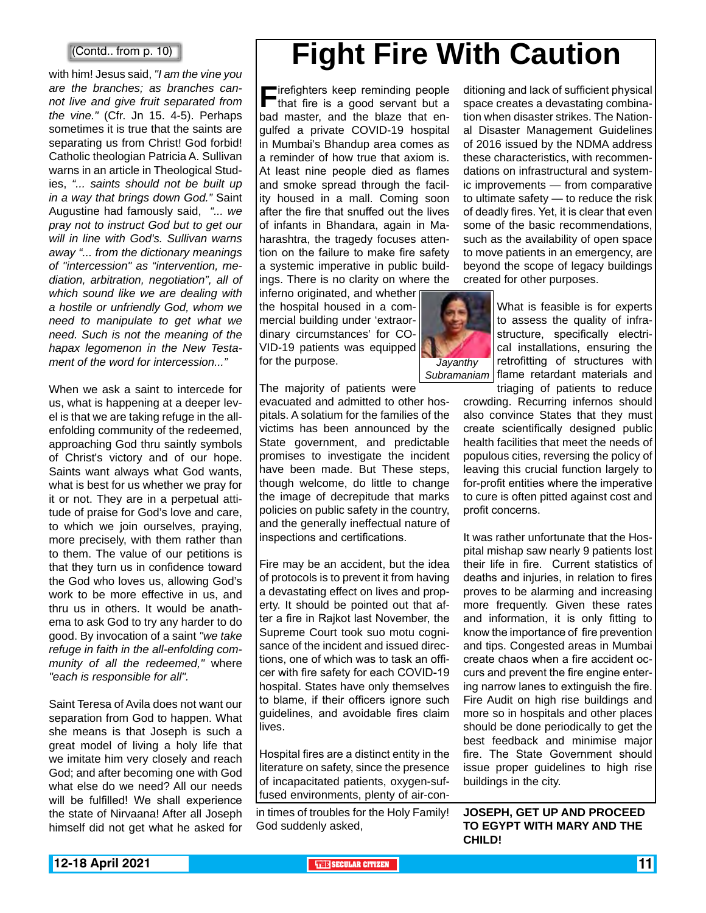(Contd.. from p. 10)

with him! Jesus said, *"I am the vine you are the branches; as branches cannot live and give fruit separated from the vine."* (Cfr. Jn 15. 4-5). Perhaps sometimes it is true that the saints are separating us from Christ! God forbid! Catholic theologian Patricia A. Sullivan warns in an article in Theological Studies, *"... saints should not be built up in a way that brings down God."* Saint Augustine had famously said, *"... we pray not to instruct God but to get our will in line with God's. Sullivan warns away "... from the dictionary meanings of "intercession" as "intervention, mediation, arbitration, negotiation", all of which sound like we are dealing with a hostile or unfriendly God, whom we need to manipulate to get what we need. Such is not the meaning of the hapax legomenon in the New Testament of the word for intercession..."*

When we ask a saint to intercede for us, what is happening at a deeper level is that we are taking refuge in the all-enfolding community of the redeemed, approaching God thru saintly symbols of Christ's victory and of our hope. Saints want always what God wants, what is best for us whether we pray for it or not. They are in a perpetual attitude of praise for God's love and care, to which we join ourselves, praying, more precisely, with them rather than to them. The value of our petitions is that they turn us in confidence toward the God who loves us, allowing God's work to be more effective in us, and thru us in others. It would be anathema to ask God to try any harder to do good. By invocation of a saint *"we take refuge in faith in the all-enfolding community of all the redeemed,"* where *"each is responsible for all".*

Saint Teresa of Avila does not want our separation from God to happen. What she means is that Joseph is such a great model of living a holy life that we imitate him very closely and reach God; and after becoming one with God what else do we need? All our needs will be fulfilled! We shall experience the state of Nirvaana! After all Joseph himself did not get what he asked for in times of troubles for the Holy Family! God suddenly asked,

**JOSEPH, GET UP AND PROCEED TO EGYPT WITH MARY AND THE CHILD!**

# Fight Fire With Caution

Firefighters keep reminding people that fire is a good servant but a bad master, and the blaze that engulfed a private COVID-19 hospital in Mumbai's Bhandup area comes as a reminder of how true that axiom is. At least nine people died as flames and smoke spread through the facility housed in a mall. Coming soon after the fire that snuffed out the lives of infants in Bhandara, again in Maharashtra, the tragedy focuses attention on the failure to make fire safety a systemic imperative in public buildings. There is no clarity on where the inferno originated, and whether the hospital housed in a commercial building under 'extraordinary circumstances' for COVID-19 patients was equipped for the purpose.

*Jayanthy Subramaniam*

The majority of patients were evacuated and admitted to other hospitals. A solatium for the families of the victims has been announced by the State government, and predictable promises to investigate the incident have been made. But These steps, though welcome, do little to change the image of decrepitude that marks policies on public safety in the country, and the generally ineffectual nature of inspections and certifications.

Fire may be an accident, but the idea of protocols is to prevent it from having a devastating effect on lives and property. It should be pointed out that after a fire in Rajkot last November, the Supreme Court took suo motu cognisance of the incident and issued directions, one of which was to task an officer with fire safety for each COVID-19 hospital. States have only themselves to blame, if their officers ignore such guidelines, and avoidable fires claim lives.

Hospital fires are a distinct entity in the literature on safety, since the presence of incapacitated patients, oxygen-suffused environments, plenty of air-conditioning and lack of sufficient physical space creates a devastating combination when disaster strikes. The National Disaster Management Guidelines of 2016 issued by the NDMA address these characteristics, with recommendations on infrastructural and systemic improvements — from comparative to ultimate safety — to reduce the risk of deadly fires. Yet, it is clear that even some of the basic recommendations, such as the availability of open space to move patients in an emergency, are beyond the scope of legacy buildings created for other purposes.

What is feasible is for experts to assess the quality of infrastructure, specifically electrical installations, ensuring the retrofitting of structures with flame retardant materials and triaging of patients to reduce crowding. Recurring infernos should also convince States that they must create scientifically designed public health facilities that meet the needs of populous cities, reversing the policy of leaving this crucial function largely to for-profit entities where the imperative to cure is often pitted against cost and profit concerns.

It was rather unfortunate that the Hospital mishap saw nearly 9 patients lost their life in fire. Current statistics of deaths and injuries, in relation to fires proves to be alarming and increasing more frequently. Given these rates and information, it is only fitting to know the importance of fire prevention and tips. Congested areas in Mumbai create chaos when a fire accident occurs and prevent the fire engine entering narrow lanes to extinguish the fire. Fire Audit on high rise buildings and more so in hospitals and other places should be done periodically to get the best feedback and minimise major fire. The State Government should issue proper guidelines to high rise buildings in the city.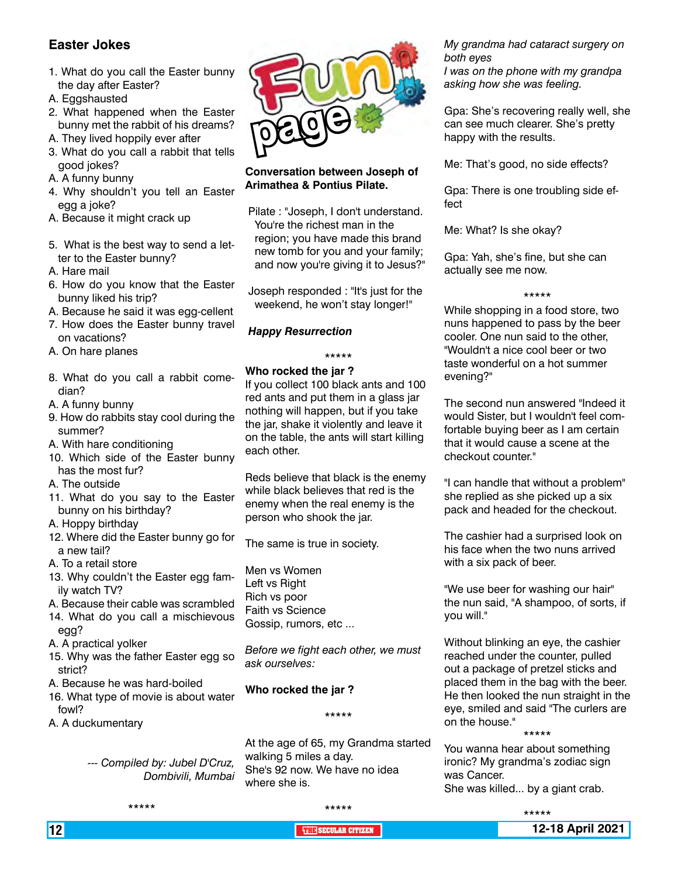## Easter Jokes

1. What do you call the Easter bunny the day after Easter?
A. Eggshausted
2. What happened when the Easter bunny met the rabbit of his dreams?
A. They lived hoppily ever after
3. What do you call a rabbit that tells good jokes?
A. A funny bunny
4. Why shouldn't you tell an Easter egg a joke?
A. Because it might crack up

5. What is the best way to send a letter to the Easter bunny?
A. Hare mail
6. How do you know that the Easter bunny liked his trip?
A. Because he said it was egg-cellent
7. How does the Easter bunny travel on vacations?
A. On hare planes

8. What do you call a rabbit comedian?
A. A funny bunny
9. How do rabbits stay cool during the summer?
A. With hare conditioning
10. Which side of the Easter bunny has the most fur?
A. The outside
11. What do you say to the Easter bunny on his birthday?
A. Hoppy birthday
12. Where did the Easter bunny go for a new tail?
A. To a retail store
13. Why couldn't the Easter egg family watch TV?
A. Because their cable was scrambled
14. What do you call a mischievous egg?
A. A practical yolker
15. Why was the father Easter egg so strict?
A. Because he was hard-boiled
16. What type of movie is about water fowl?
A. A duckumentary

*--- Compiled by: Jubel D'Cruz, Dombivili, Mumbai*

\*\*\*\*\*

Fun page

**Conversation between Joseph of Arimathea & Pontius Pilate.**

Pilate : "Joseph, I don't understand. You're the richest man in the region; you have made this brand new tomb for you and your family; and now you're giving it to Jesus?"

Joseph responded : "It's just for the weekend, he won't stay longer!"

***Happy Resurrection***

\*\*\*\*\*

**Who rocked the jar ?**

If you collect 100 black ants and 100 red ants and put them in a glass jar nothing will happen, but if you take the jar, shake it violently and leave it on the table, the ants will start killing each other.

Reds believe that black is the enemy while black believes that red is the enemy when the real enemy is the person who shook the jar.

The same is true in society.

Men vs Women
Left vs Right
Rich vs poor
Faith vs Science
Gossip, rumors, etc ...

*Before we fight each other, we must ask ourselves:*

**Who rocked the jar ?**

\*\*\*\*\*

At the age of 65, my Grandma started walking 5 miles a day.
She's 92 now. We have no idea where she is.

\*\*\*\*\*

*My grandma had cataract surgery on both eyes*
*I was on the phone with my grandpa asking how she was feeling.*

Gpa: She's recovering really well, she can see much clearer. She's pretty happy with the results.

Me: That's good, no side effects?

Gpa: There is one troubling side effect

Me: What? Is she okay?

Gpa: Yah, she's fine, but she can actually see me now.

\*\*\*\*\*

While shopping in a food store, two nuns happened to pass by the beer cooler. One nun said to the other, "Wouldn't a nice cool beer or two taste wonderful on a hot summer evening?"

The second nun answered "Indeed it would Sister, but I wouldn't feel comfortable buying beer as I am certain that it would cause a scene at the checkout counter."

"I can handle that without a problem" she replied as she picked up a six pack and headed for the checkout.

The cashier had a surprised look on his face when the two nuns arrived with a six pack of beer.

"We use beer for washing our hair" the nun said, "A shampoo, of sorts, if you will."

Without blinking an eye, the cashier reached under the counter, pulled out a package of pretzel sticks and placed them in the bag with the beer. He then looked the nun straight in the eye, smiled and said "The curlers are on the house."

\*\*\*\*\*

You wanna hear about something ironic? My grandma's zodiac sign was Cancer.
She was killed... by a giant crab.

\*\*\*\*\*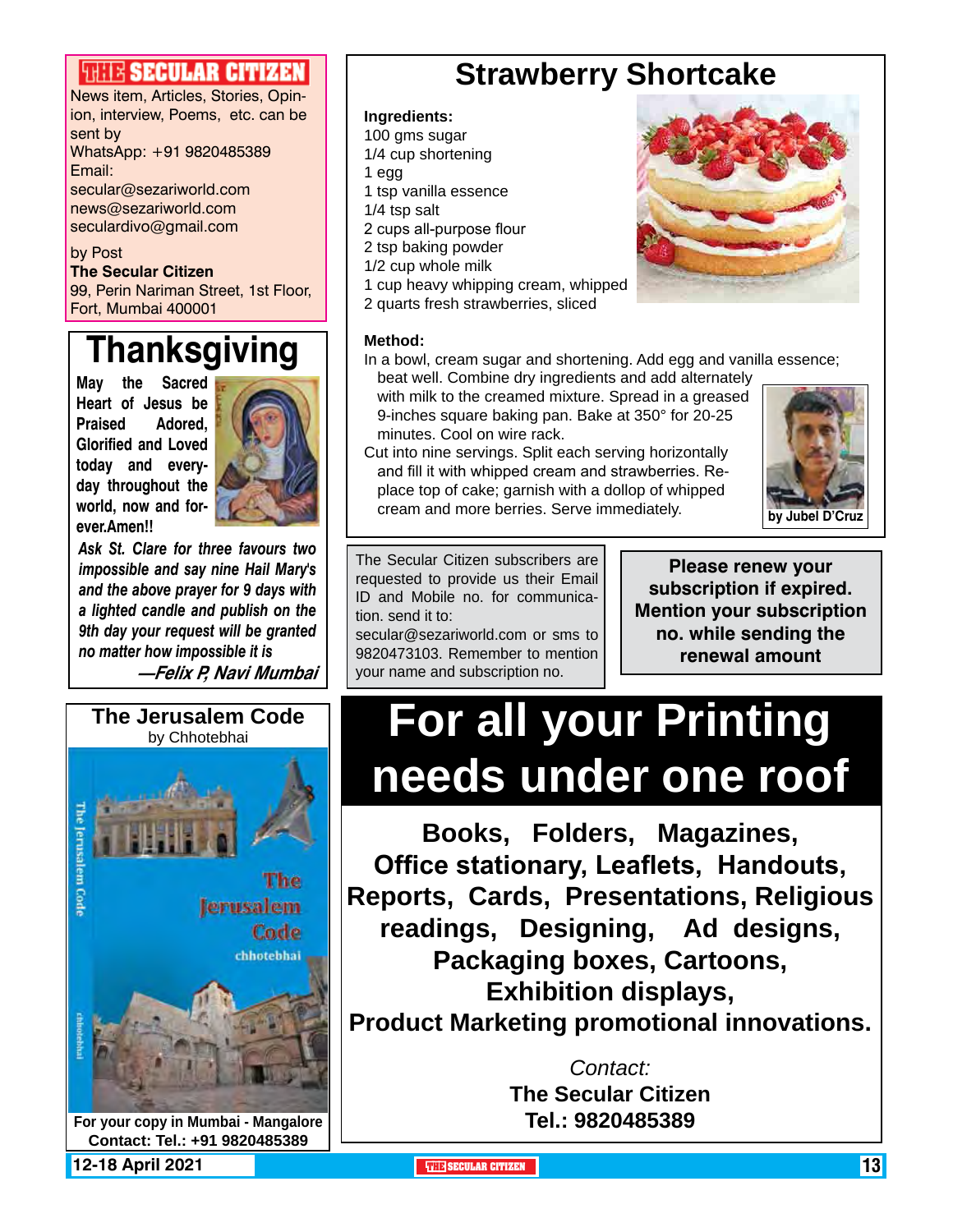## THE SECULAR CITIZEN

News item, Articles, Stories, Opinion, interview, Poems, etc. can be sent by
WhatsApp: +91 9820485389
Email:
secular@sezariworld.com
news@sezariworld.com
seculardivo@gmail.com

by Post
**The Secular Citizen**
99, Perin Nariman Street, 1st Floor, Fort, Mumbai 400001

# Thanksgiving

**May the Sacred Heart of Jesus be Praised Adored, Glorified and Loved today and everyday throughout the world, now and forever.Amen!!**

***Ask St. Clare for three favours two impossible and say nine Hail Mary's and the above prayer for 9 days with a lighted candle and publish on the 9th day your request will be granted no matter how impossible it is***

***—Felix P, Navi Mumbai***

## The Jerusalem Code

by Chhotebhai

**For your copy in Mumbai - Mangalore Contact: Tel.: +91 9820485389**

# Strawberry Shortcake

**Ingredients:**

100 gms sugar
1/4 cup shortening
1 egg
1 tsp vanilla essence
1/4 tsp salt
2 cups all-purpose flour
2 tsp baking powder
1/2 cup whole milk
1 cup heavy whipping cream, whipped
2 quarts fresh strawberries, sliced

**Method:**

In a bowl, cream sugar and shortening. Add egg and vanilla essence; beat well. Combine dry ingredients and add alternately with milk to the creamed mixture. Spread in a greased 9-inches square baking pan. Bake at 350° for 20-25 minutes. Cool on wire rack.

Cut into nine servings. Split each serving horizontally and fill it with whipped cream and strawberries. Replace top of cake; garnish with a dollop of whipped cream and more berries. Serve immediately.

**by Jubel D'Cruz**

The Secular Citizen subscribers are requested to provide us their Email ID and Mobile no. for communication. send it to: secular@sezariworld.com or sms to 9820473103. Remember to mention your name and subscription no.

**Please renew your subscription if expired. Mention your subscription no. while sending the renewal amount**

# For all your Printing needs under one roof

**Books, Folders, Magazines, Office stationary, Leaflets, Handouts, Reports, Cards, Presentations, Religious readings, Designing, Ad designs, Packaging boxes, Cartoons, Exhibition displays, Product Marketing promotional innovations.**

*Contact:*
**The Secular Citizen**
**Tel.: 9820485389**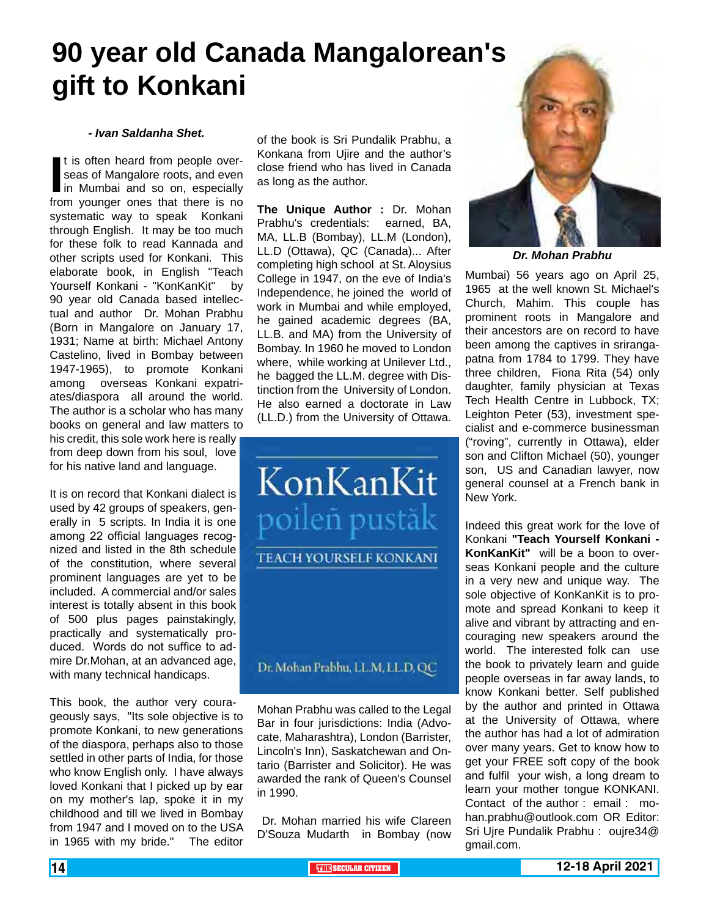# 90 year old Canada Mangalorean's gift to Konkani

***- Ivan Saldanha Shet.***

It is often heard from people overseas of Mangalore roots, and even in Mumbai and so on, especially from younger ones that there is no systematic way to speak Konkani through English. It may be too much for these folk to read Kannada and other scripts used for Konkani. This elaborate book, in English "Teach Yourself Konkani - "KonKanKit" by 90 year old Canada based intellectual and author Dr. Mohan Prabhu (Born in Mangalore on January 17, 1931; Name at birth: Michael Antony Castelino, lived in Bombay between 1947-1965), to promote Konkani among overseas Konkani expatriates/diaspora all around the world. The author is a scholar who has many books on general and law matters to his credit, this sole work here is really from deep down from his soul, love for his native land and language.

It is on record that Konkani dialect is used by 42 groups of speakers, generally in 5 scripts. In India it is one among 22 official languages recognized and listed in the 8th schedule of the constitution, where several prominent languages are yet to be included. A commercial and/or sales interest is totally absent in this book of 500 plus pages painstakingly, practically and systematically produced. Words do not suffice to admire Dr.Mohan, at an advanced age, with many technical handicaps.

This book, the author very courageously says, "Its sole objective is to promote Konkani, to new generations of the diaspora, perhaps also to those settled in other parts of India, for those who know English only. I have always loved Konkani that I picked up by ear on my mother's lap, spoke it in my childhood and till we lived in Bombay from 1947 and I moved on to the USA in 1965 with my bride." The editor of the book is Sri Pundalik Prabhu, a Konkana from Ujire and the author's close friend who has lived in Canada as long as the author.

**The Unique Author :** Dr. Mohan Prabhu's credentials: earned, BA, MA, LL.B (Bombay), LL.M (London), LL.D (Ottawa), QC (Canada)... After completing high school at St. Aloysius College in 1947, on the eve of India's Independence, he joined the world of work in Mumbai and while employed, he gained academic degrees (BA, LL.B. and MA) from the University of Bombay. In 1960 he moved to London where, while working at Unilever Ltd., he bagged the LL.M. degree with Distinction from the University of London. He also earned a doctorate in Law (LL.D.) from the University of Ottawa.

KonKanKit
poileṅ pustăk
TEACH YOURSELF KONKANI
Dr. Mohan Prabhu, LL.M, LL.D, QC

Mohan Prabhu was called to the Legal Bar in four jurisdictions: India (Advocate, Maharashtra), London (Barrister, Lincoln's Inn), Saskatchewan and Ontario (Barrister and Solicitor). He was awarded the rank of Queen's Counsel in 1990.

Dr. Mohan married his wife Clareen D'Souza Mudartha in Bombay (now Mumbai) 56 years ago on April 25, 1965 at the well known St. Michael's Church, Mahim. This couple has prominent roots in Mangalore and their ancestors are on record to have been among the captives in srirangapatna from 1784 to 1799. They have three children, Fiona Rita (54) only daughter, family physician at Texas Tech Health Centre in Lubbock, TX; Leighton Peter (53), investment specialist and e-commerce businessman ("roving", currently in Ottawa), elder son and Clifton Michael (50), younger son, US and Canadian lawyer, now general counsel at a French bank in New York.

***Dr. Mohan Prabhu***

Indeed this great work for the love of Konkani **"Teach Yourself Konkani - KonKanKit"** will be a boon to overseas Konkani people and the culture in a very new and unique way. The sole objective of KonKanKit is to promote and spread Konkani to keep it alive and vibrant by attracting and encouraging new speakers around the world. The interested folk can use the book to privately learn and guide people overseas in far away lands, to know Konkani better. Self published by the author and printed in Ottawa at the University of Ottawa, where the author has had a lot of admiration over many years. Get to know how to get your FREE soft copy of the book and fulfil your wish, a long dream to learn your mother tongue KONKANI. Contact of the author : email : mohan.prabhu@outlook.com OR Editor: Sri Ujre Pundalik Prabhu : oujre34@gmail.com.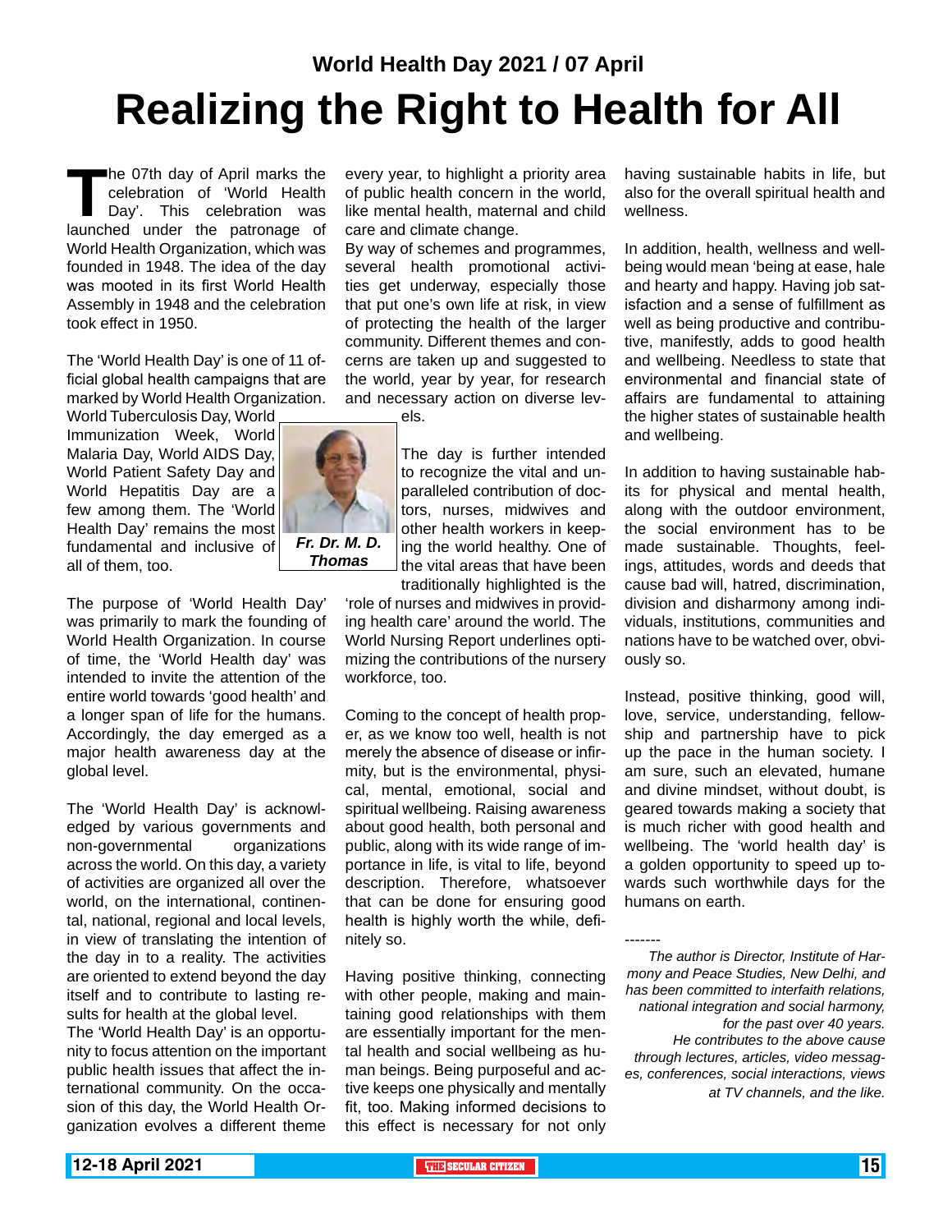**World Health Day 2021 / 07 April**

# Realizing the Right to Health for All

*Fr. Dr. M. D. Thomas*

The 07th day of April marks the celebration of 'World Health Day'. This celebration was launched under the patronage of World Health Organization, which was founded in 1948. The idea of the day was mooted in its first World Health Assembly in 1948 and the celebration took effect in 1950.

The 'World Health Day' is one of 11 official global health campaigns that are marked by World Health Organization. World Tuberculosis Day, World Immunization Week, World Malaria Day, World AIDS Day, World Patient Safety Day and World Hepatitis Day are a few among them. The 'World Health Day' remains the most fundamental and inclusive of all of them, too.

The purpose of 'World Health Day' was primarily to mark the founding of World Health Organization. In course of time, the 'World Health day' was intended to invite the attention of the entire world towards 'good health' and a longer span of life for the humans. Accordingly, the day emerged as a major health awareness day at the global level.

The 'World Health Day' is acknowledged by various governments and non-governmental organizations across the world. On this day, a variety of activities are organized all over the world, on the international, continental, national, regional and local levels, in view of translating the intention of the day in to a reality. The activities are oriented to extend beyond the day itself and to contribute to lasting results for health at the global level.

The 'World Health Day' is an opportunity to focus attention on the important public health issues that affect the international community. On the occasion of this day, the World Health Organization evolves a different theme every year, to highlight a priority area of public health concern in the world, like mental health, maternal and child care and climate change.

By way of schemes and programmes, several health promotional activities get underway, especially those that put one's own life at risk, in view of protecting the health of the larger community. Different themes and concerns are taken up and suggested to the world, year by year, for research and necessary action on diverse levels.

The day is further intended to recognize the vital and unparalleled contribution of doctors, nurses, midwives and other health workers in keeping the world healthy. One of the vital areas that have been traditionally highlighted is the 'role of nurses and midwives in providing health care' around the world. The World Nursing Report underlines optimizing the contributions of the nursery workforce, too.

Coming to the concept of health proper, as we know too well, health is not merely the absence of disease or infirmity, but is the environmental, physical, mental, emotional, social and spiritual wellbeing. Raising awareness about good health, both personal and public, along with its wide range of importance in life, is vital to life, beyond description. Therefore, whatsoever that can be done for ensuring good health is highly worth the while, definitely so.

Having positive thinking, connecting with other people, making and maintaining good relationships with them are essentially important for the mental health and social wellbeing as human beings. Being purposeful and active keeps one physically and mentally fit, too. Making informed decisions to this effect is necessary for not only having sustainable habits in life, but also for the overall spiritual health and wellness.

In addition, health, wellness and wellbeing would mean 'being at ease, hale and hearty and happy. Having job satisfaction and a sense of fulfillment as well as being productive and contributive, manifestly, adds to good health and wellbeing. Needless to state that environmental and financial state of affairs are fundamental to attaining the higher states of sustainable health and wellbeing.

In addition to having sustainable habits for physical and mental health, along with the outdoor environment, the social environment has to be made sustainable. Thoughts, feelings, attitudes, words and deeds that cause bad will, hatred, discrimination, division and disharmony among individuals, institutions, communities and nations have to be watched over, obviously so.

Instead, positive thinking, good will, love, service, understanding, fellowship and partnership have to pick up the pace in the human society. I am sure, such an elevated, humane and divine mindset, without doubt, is geared towards making a society that is much richer with good health and wellbeing. The 'world health day' is a golden opportunity to speed up towards such worthwhile days for the humans on earth.

-------

*The author is Director, Institute of Harmony and Peace Studies, New Delhi, and has been committed to interfaith relations, national integration and social harmony, for the past over 40 years. He contributes to the above cause through lectures, articles, video messages, conferences, social interactions, views at TV channels, and the like.*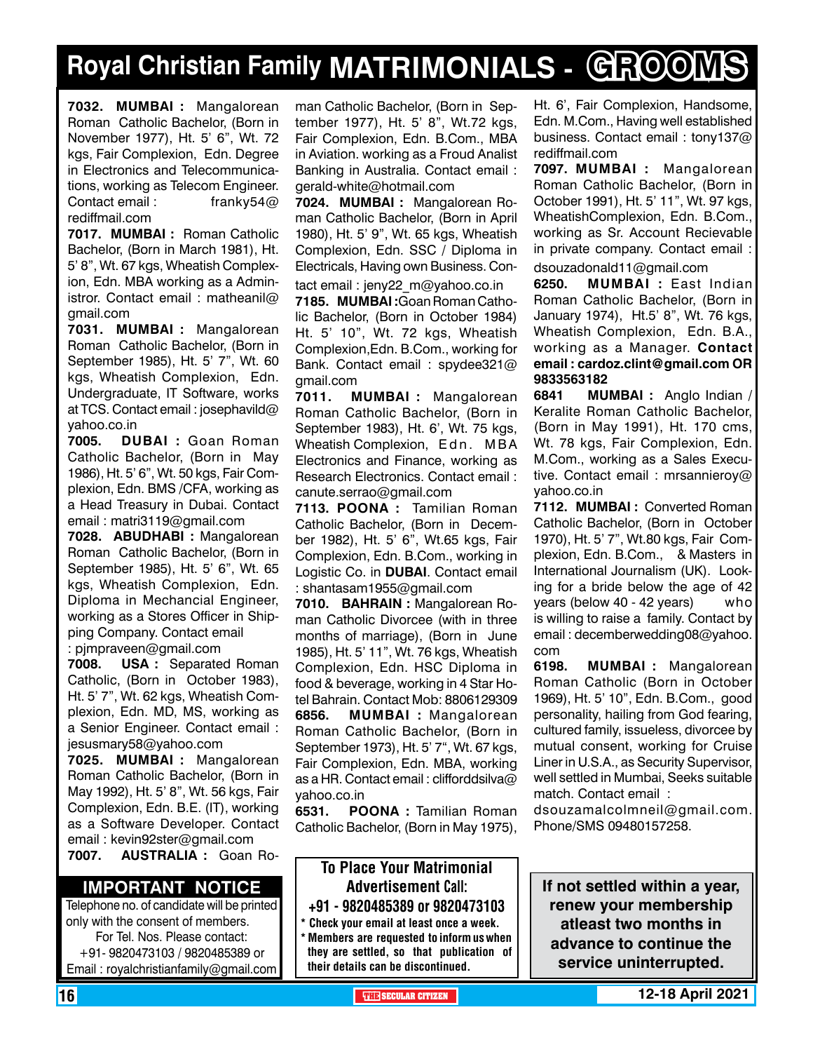# Royal Christian Family MATRIMONIALS - GROOMS

**7032. MUMBAI :** Mangalorean Roman Catholic Bachelor, (Born in November 1977), Ht. 5' 6", Wt. 72 kgs, Fair Complexion, Edn. Degree in Electronics and Telecommunications, working as Telecom Engineer. Contact email : franky54@rediffmail.com

**7017. MUMBAI :** Roman Catholic Bachelor, (Born in March 1981), Ht. 5' 8", Wt. 67 kgs, Wheatish Complexion, Edn. MBA working as a Administor. Contact email : matheanil@gmail.com

**7031. MUMBAI :** Mangalorean Roman Catholic Bachelor, (Born in September 1985), Ht. 5' 7", Wt. 60 kgs, Wheatish Complexion, Edn. Undergraduate, IT Software, works at TCS. Contact email : josephavild@yahoo.co.in

**7005. DUBAI :** Goan Roman Catholic Bachelor, (Born in May 1986), Ht. 5' 6", Wt. 50 kgs, Fair Complexion, Edn. BMS /CFA, working as a Head Treasury in Dubai. Contact email : matri3119@gmail.com

**7028. ABUDHABI :** Mangalorean Roman Catholic Bachelor, (Born in September 1985), Ht. 5' 6", Wt. 65 kgs, Wheatish Complexion, Edn. Diploma in Mechancial Engineer, working as a Stores Officer in Shipping Company. Contact email : pjmpraveen@gmail.com

**7008. USA :** Separated Roman Catholic, (Born in October 1983), Ht. 5' 7", Wt. 62 kgs, Wheatish Complexion, Edn. MD, MS, working as a Senior Engineer. Contact email : jesusmary58@yahoo.com

**7025. MUMBAI :** Mangalorean Roman Catholic Bachelor, (Born in May 1992), Ht. 5' 8", Wt. 56 kgs, Fair Complexion, Edn. B.E. (IT), working as a Software Developer. Contact email : kevin92ster@gmail.com

**7007. AUSTRALIA :** Goan Roman Catholic Bachelor, (Born in September 1977), Ht. 5' 8", Wt.72 kgs, Fair Complexion, Edn. B.Com., MBA in Aviation. working as a Froud Analist Banking in Australia. Contact email : gerald-white@hotmail.com

**7024. MUMBAI :** Mangalorean Roman Catholic Bachelor, (Born in April 1980), Ht. 5' 9", Wt. 65 kgs, Wheatish Complexion, Edn. SSC / Diploma in Electricals, Having own Business. Contact email : jeny22_m@yahoo.co.in

**7185. MUMBAI :** Goan Roman Catholic Bachelor, (Born in October 1984) Ht. 5' 10", Wt. 72 kgs, Wheatish Complexion,Edn. B.Com., working for Bank. Contact email : spydee321@gmail.com

**7011. MUMBAI :** Mangalorean Roman Catholic Bachelor, (Born in September 1983), Ht. 6', Wt. 75 kgs, Wheatish Complexion, Edn. MBA Electronics and Finance, working as Research Electronics. Contact email : canute.serrao@gmail.com

**7113. POONA :** Tamilian Roman Catholic Bachelor, (Born in December 1982), Ht. 5' 6", Wt.65 kgs, Fair Complexion, Edn. B.Com., working in Logistic Co. in **DUBAI**. Contact email : shantasam1955@gmail.com

**7010. BAHRAIN :** Mangalorean Roman Catholic Divorcee (with in three months of marriage), (Born in June 1985), Ht. 5' 11", Wt. 76 kgs, Wheatish Complexion, Edn. HSC Diploma in food & beverage, working in 4 Star Hotel Bahrain. Contact Mob: 8806129309

**6856. MUMBAI :** Mangalorean Roman Catholic Bachelor, (Born in September 1973), Ht. 5' 7", Wt. 67 kgs, Fair Complexion, Edn. MBA, working as a HR. Contact email : clifforddsilva@yahoo.co.in

**6531. POONA :** Tamilian Roman Catholic Bachelor, (Born in May 1975), Ht. 6', Fair Complexion, Handsome, Edn. M.Com., Having well established business. Contact email : tony137@rediffmail.com

**7097. MUMBAI :** Mangalorean Roman Catholic Bachelor, (Born in October 1991), Ht. 5' 11", Wt. 97 kgs, WheatishComplexion, Edn. B.Com., working as Sr. Account Recievable in private company. Contact email : dsouzadonald11@gmail.com

**6250. MUMBAI :** East Indian Roman Catholic Bachelor, (Born in January 1974), Ht.5' 8", Wt. 76 kgs, Wheatish Complexion, Edn. B.A., working as a Manager. **Contact email : cardoz.clint@gmail.com OR 9833563182**

**6841 MUMBAI :** Anglo Indian / Keralite Roman Catholic Bachelor, (Born in May 1991), Ht. 170 cms, Wt. 78 kgs, Fair Complexion, Edn. M.Com., working as a Sales Executive. Contact email : mrsannieroy@yahoo.co.in

**7112. MUMBAI :** Converted Roman Catholic Bachelor, (Born in October 1970), Ht. 5' 7", Wt.80 kgs, Fair Complexion, Edn. B.Com., & Masters in International Journalism (UK). Looking for a bride below the age of 42 years (below 40 - 42 years) who is willing to raise a family. Contact by email : decemberwedding08@yahoo.com

**6198. MUMBAI :** Mangalorean Roman Catholic (Born in October 1969), Ht. 5' 10", Edn. B.Com., good personality, hailing from God fearing, cultured family, issueless, divorcee by mutual consent, working for Cruise Liner in U.S.A., as Security Supervisor, well settled in Mumbai, Seeks suitable match. Contact email : dsouzamalcolmneil@gmail.com. Phone/SMS 09480157258.

## IMPORTANT NOTICE

Telephone no. of candidate will be printed only with the consent of members.
For Tel. Nos. Please contact:
+91- 9820473103 / 9820485389 or
Email : royalchristianfamily@gmail.com

**To Place Your Matrimonial Advertisement Call:**
**+91 - 9820485389 or 9820473103**

* Check your email at least once a week.
* Members are requested to inform us when they are settled, so that publication of their details can be discontinued.

**If not settled within a year, renew your membership atleast two months in advance to continue the service uninterrupted.**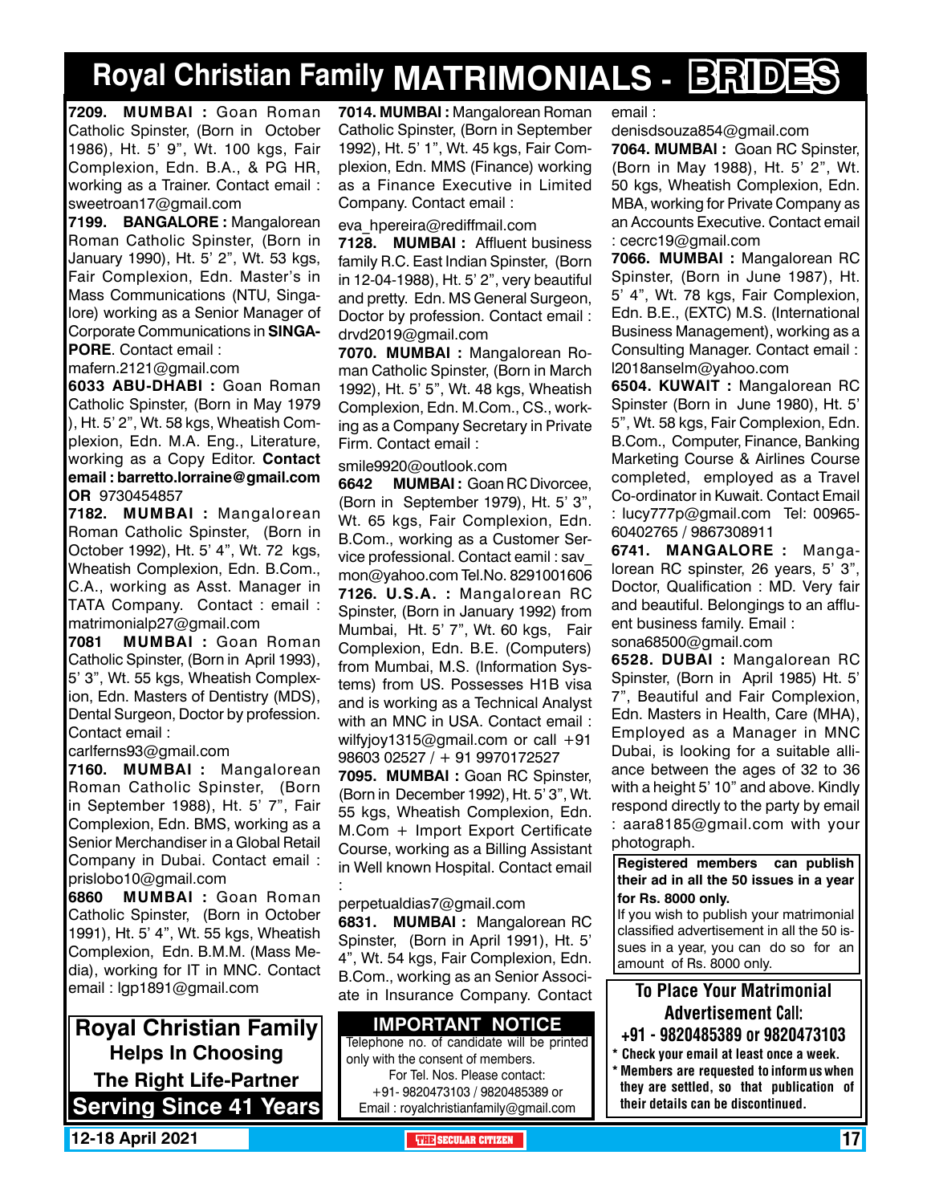# Royal Christian Family MATRIMONIALS - BRIDES

**7209. MUMBAI :** Goan Roman Catholic Spinster, (Born in October 1986), Ht. 5' 9", Wt. 100 kgs, Fair Complexion, Edn. B.A., & PG HR, working as a Trainer. Contact email : sweetroan17@gmail.com

**7199. BANGALORE :** Mangalorean Roman Catholic Spinster, (Born in January 1990), Ht. 5' 2", Wt. 53 kgs, Fair Complexion, Edn. Master's in Mass Communications (NTU, Singalore) working as a Senior Manager of Corporate Communications in **SINGAPORE**. Contact email : mafern.2121@gmail.com

**6033 ABU-DHABI :** Goan Roman Catholic Spinster, (Born in May 1979 ), Ht. 5' 2", Wt. 58 kgs, Wheatish Complexion, Edn. M.A. Eng., Literature, working as a Copy Editor. **Contact email : barretto.lorraine@gmail.com OR** 9730454857

**7182. MUMBAI :** Mangalorean Roman Catholic Spinster, (Born in October 1992), Ht. 5' 4", Wt. 72 kgs, Wheatish Complexion, Edn. B.Com., C.A., working as Asst. Manager in TATA Company. Contact : email : matrimonialp27@gmail.com

**7081 MUMBAI :** Goan Roman Catholic Spinster, (Born in April 1993), 5' 3", Wt. 55 kgs, Wheatish Complexion, Edn. Masters of Dentistry (MDS), Dental Surgeon, Doctor by profession. Contact email : carlferns93@gmail.com

**7160. MUMBAI :** Mangalorean Roman Catholic Spinster, (Born in September 1988), Ht. 5' 7", Fair Complexion, Edn. BMS, working as a Senior Merchandiser in a Global Retail Company in Dubai. Contact email : prislobo10@gmail.com

**6860 MUMBAI :** Goan Roman Catholic Spinster, (Born in October 1991), Ht. 5' 4", Wt. 55 kgs, Wheatish Complexion, Edn. B.M.M. (Mass Media), working for IT in MNC. Contact email : lgp1891@gmail.com

**Royal Christian Family**
**Helps In Choosing**
**The Right Life-Partner**
**Serving Since 41 Years**

**7014. MUMBAI :** Mangalorean Roman Catholic Spinster, (Born in September 1992), Ht. 5' 1", Wt. 45 kgs, Fair Complexion, Edn. MMS (Finance) working as a Finance Executive in Limited Company. Contact email : eva_hpereira@rediffmail.com

**7128. MUMBAI :** Affluent business family R.C. East Indian Spinster, (Born in 12-04-1988), Ht. 5' 2", very beautiful and pretty. Edn. MS General Surgeon, Doctor by profession. Contact email : drvd2019@gmail.com

**7070. MUMBAI :** Mangalorean Roman Catholic Spinster, (Born in March 1992), Ht. 5' 5", Wt. 48 kgs, Wheatish Complexion, Edn. M.Com., CS., working as a Company Secretary in Private Firm. Contact email : smile9920@outlook.com

**6642 MUMBAI :** Goan RC Divorcee, (Born in September 1979), Ht. 5' 3", Wt. 65 kgs, Fair Complexion, Edn. B.Com., working as a Customer Service professional. Contact eamil : sav_mon@yahoo.com Tel.No. 8291001606

**7126. U.S.A. :** Mangalorean RC Spinster, (Born in January 1992) from Mumbai, Ht. 5' 7", Wt. 60 kgs, Fair Complexion, Edn. B.E. (Computers) from Mumbai, M.S. (Information Systems) from US. Possesses H1B visa and is working as a Technical Analyst with an MNC in USA. Contact email : wilfyjoy1315@gmail.com or call +91 98603 02527 / + 91 9970172527

**7095. MUMBAI :** Goan RC Spinster, (Born in December 1992), Ht. 5' 3", Wt. 55 kgs, Wheatish Complexion, Edn. M.Com + Import Export Certificate Course, working as a Billing Assistant in Well known Hospital. Contact email : perpetualdias7@gmail.com

**6831. MUMBAI :** Mangalorean RC Spinster, (Born in April 1991), Ht. 5' 4", Wt. 54 kgs, Fair Complexion, Edn. B.Com., working as an Senior Associate in Insurance Company. Contact email : denisdsouza854@gmail.com

**IMPORTANT NOTICE**
Telephone no. of candidate will be printed only with the consent of members.
For Tel. Nos. Please contact:
+91- 9820473103 / 9820485389 or
Email : royalchristianfamily@gmail.com

**7064. MUMBAI :** Goan RC Spinster, (Born in May 1988), Ht. 5' 2", Wt. 50 kgs, Wheatish Complexion, Edn. MBA, working for Private Company as an Accounts Executive. Contact email : cecrc19@gmail.com

**7066. MUMBAI :** Mangalorean RC Spinster, (Born in June 1987), Ht. 5' 4", Wt. 78 kgs, Fair Complexion, Edn. B.E., (EXTC) M.S. (International Business Management), working as a Consulting Manager. Contact email : l2018anselm@yahoo.com

**6504. KUWAIT :** Mangalorean RC Spinster (Born in June 1980), Ht. 5' 5", Wt. 58 kgs, Fair Complexion, Edn. B.Com., Computer, Finance, Banking Marketing Course & Airlines Course completed, employed as a Travel Co-ordinator in Kuwait. Contact Email : lucy777p@gmail.com Tel: 00965-60402765 / 9867308911

**6741. MANGALORE :** Mangalorean RC spinster, 26 years, 5' 3", Doctor, Qualification : MD. Very fair and beautiful. Belongings to an affluent business family. Email : sona68500@gmail.com

**6528. DUBAI :** Mangalorean RC Spinster, (Born in April 1985) Ht. 5' 7", Beautiful and Fair Complexion, Edn. Masters in Health, Care (MHA), Employed as a Manager in MNC Dubai, is looking for a suitable alliance between the ages of 32 to 36 with a height 5' 10" and above. Kindly respond directly to the party by email : aara8185@gmail.com with your photograph.

**Registered members can publish their ad in all the 50 issues in a year for Rs. 8000 only.**
If you wish to publish your matrimonial classified advertisement in all the 50 issues in a year, you can do so for an amount of Rs. 8000 only.

**To Place Your Matrimonial Advertisement Call:**
**+91 - 9820485389 or 9820473103**
**\* Check your email at least once a week.**
**\* Members are requested to inform us when they are settled, so that publication of their details can be discontinued.**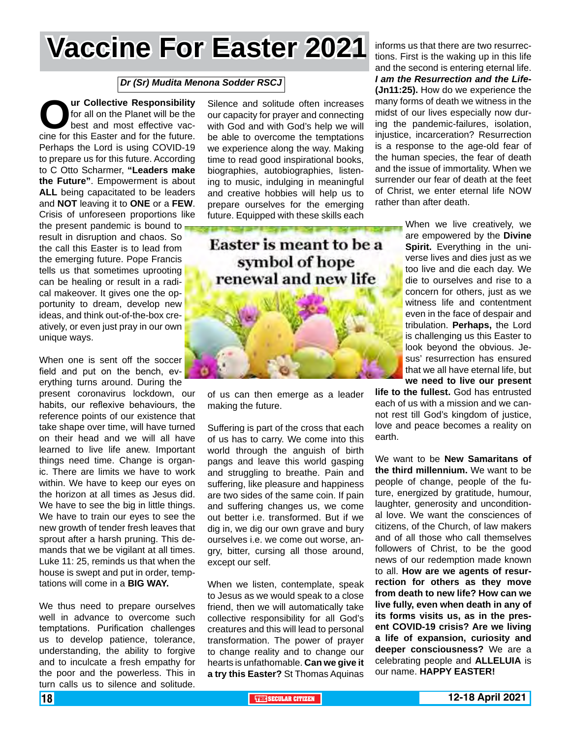# Vaccine For Easter 2021

*Dr (Sr) Mudita Menona Sodder RSCJ*

**Our Collective Responsibility** for all on the Planet will be the best and most effective vaccine for this Easter and for the future. Perhaps the Lord is using COVID-19 to prepare us for this future. According to C Otto Scharmer, **"Leaders make the Future"**. Empowerment is about **ALL** being capacitated to be leaders and **NOT** leaving it to **ONE** or a **FEW**. Crisis of unforeseen proportions like the present pandemic is bound to result in disruption and chaos. So the call this Easter is to lead from the emerging future. Pope Francis tells us that sometimes uprooting can be healing or result in a radical makeover. It gives one the opportunity to dream, develop new ideas, and think out-of-the-box creatively, or even just pray in our own unique ways.

When one is sent off the soccer field and put on the bench, everything turns around. During the present coronavirus lockdown, our habits, our reflexive behaviours, the reference points of our existence that take shape over time, will have turned on their head and we will all have learned to live life anew. Important things need time. Change is organic. There are limits we have to work within. We have to keep our eyes on the horizon at all times as Jesus did. We have to see the big in little things. We have to train our eyes to see the new growth of tender fresh leaves that sprout after a harsh pruning. This demands that we be vigilant at all times. Luke 11: 25, reminds us that when the house is swept and put in order, temptations will come in a **BIG WAY.**

We thus need to prepare ourselves well in advance to overcome such temptations. Purification challenges us to develop patience, tolerance, understanding, the ability to forgive and to inculcate a fresh empathy for the poor and the powerless. This in turn calls us to silence and solitude. Silence and solitude often increases our capacity for prayer and connecting with God and with God's help we will be able to overcome the temptations we experience along the way. Making time to read good inspirational books, biographies, autobiographies, listening to music, indulging in meaningful and creative hobbies will help us to prepare ourselves for the emerging future. Equipped with these skills each of us can then emerge as a leader making the future.

Easter is meant to be a symbol of hope renewal and new life

Suffering is part of the cross that each of us has to carry. We come into this world through the anguish of birth pangs and leave this world gasping and struggling to breathe. Pain and suffering, like pleasure and happiness are two sides of the same coin. If pain and suffering changes us, we come out better i.e. transformed. But if we dig in, we dig our own grave and bury ourselves i.e. we come out worse, angry, bitter, cursing all those around, except our self.

When we listen, contemplate, speak to Jesus as we would speak to a close friend, then we will automatically take collective responsibility for all God's creatures and this will lead to personal transformation. The power of prayer to change reality and to change our hearts is unfathomable. **Can we give it a try this Easter?** St Thomas Aquinas informs us that there are two resurrections. First is the waking up in this life and the second is entering eternal life. ***I am the Resurrection and the Life-* (Jn11:25).** How do we experience the many forms of death we witness in the midst of our lives especially now during the pandemic-failures, isolation, injustice, incarceration? Resurrection is a response to the age-old fear of the human species, the fear of death and the issue of immortality. When we surrender our fear of death at the feet of Christ, we enter eternal life NOW rather than after death.

When we live creatively, we are empowered by the **Divine Spirit.** Everything in the universe lives and dies just as we too live and die each day. We die to ourselves and rise to a concern for others, just as we witness life and contentment even in the face of despair and tribulation. **Perhaps,** the Lord is challenging us this Easter to look beyond the obvious. Jesus' resurrection has ensured that we all have eternal life, but **we need to live our present life to the fullest.** God has entrusted each of us with a mission and we cannot rest till God's kingdom of justice, love and peace becomes a reality on earth.

We want to be **New Samaritans of the third millennium.** We want to be people of change, people of the future, energized by gratitude, humour, laughter, generosity and unconditional love. We want the consciences of citizens, of the Church, of law makers and of all those who call themselves followers of Christ, to be the good news of our redemption made known to all. **How are we agents of resurrection for others as they move from death to new life? How can we live fully, even when death in any of its forms visits us, as in the present COVID-19 crisis? Are we living a life of expansion, curiosity and deeper consciousness?** We are a celebrating people and **ALLELUIA** is our name. **HAPPY EASTER!**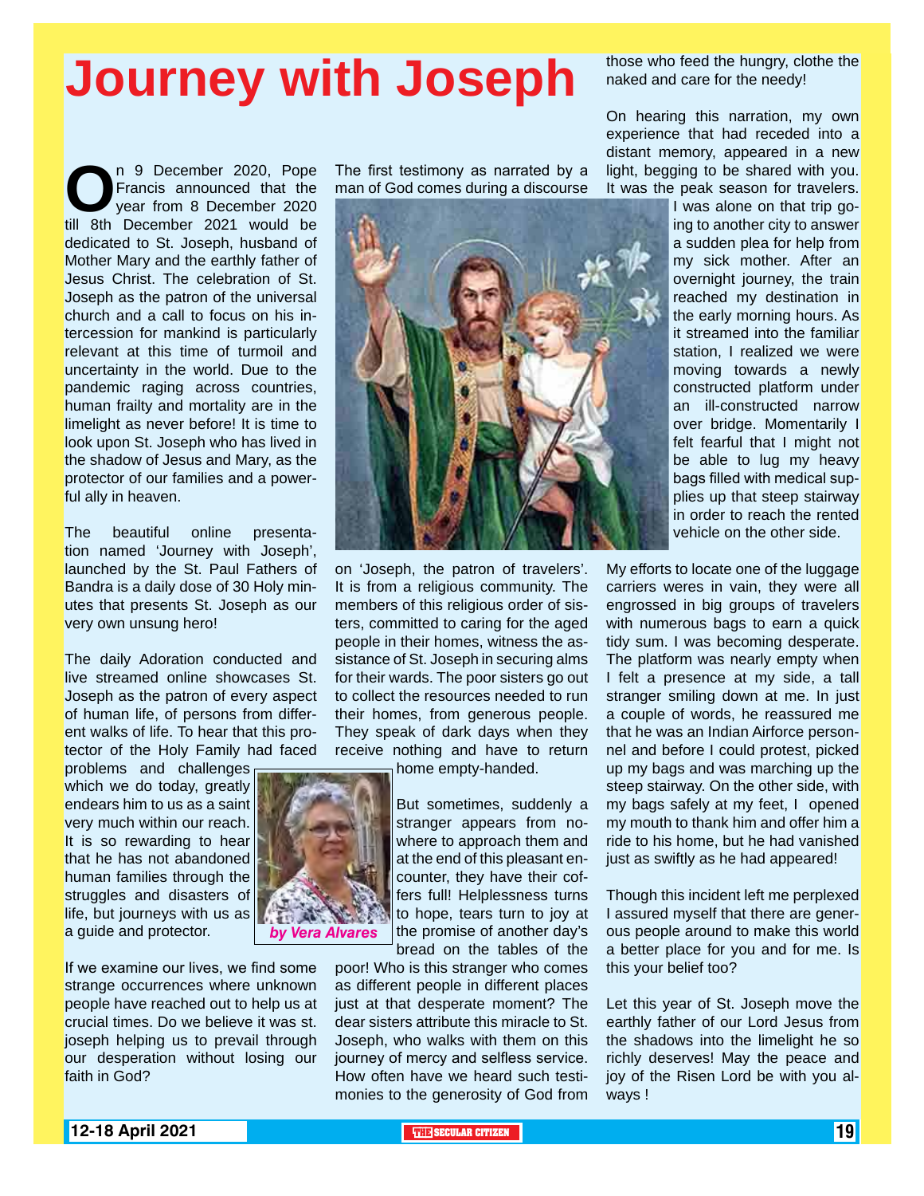# Journey with Joseph

*by Vera Alvares*

On 9 December 2020, Pope Francis announced that the year from 8 December 2020 till 8th December 2021 would be dedicated to St. Joseph, husband of Mother Mary and the earthly father of Jesus Christ. The celebration of St. Joseph as the patron of the universal church and a call to focus on his intercession for mankind is particularly relevant at this time of turmoil and uncertainty in the world. Due to the pandemic raging across countries, human frailty and mortality are in the limelight as never before! It is time to look upon St. Joseph who has lived in the shadow of Jesus and Mary, as the protector of our families and a powerful ally in heaven.

The beautiful online presentation named 'Journey with Joseph', launched by the St. Paul Fathers of Bandra is a daily dose of 30 Holy minutes that presents St. Joseph as our very own unsung hero!

The daily Adoration conducted and live streamed online showcases St. Joseph as the patron of every aspect of human life, of persons from different walks of life. To hear that this protector of the Holy Family had faced problems and challenges which we do today, greatly endears him to us as a saint very much within our reach. It is so rewarding to hear that he has not abandoned human families through the struggles and disasters of life, but journeys with us as a guide and protector.

If we examine our lives, we find some strange occurrences where unknown people have reached out to help us at crucial times. Do we believe it was st. joseph helping us to prevail through our desperation without losing our faith in God?

The first testimony as narrated by a man of God comes during a discourse on 'Joseph, the patron of travelers'. It is from a religious community. The members of this religious order of sisters, committed to caring for the aged people in their homes, witness the assistance of St. Joseph in securing alms for their wards. The poor sisters go out to collect the resources needed to run their homes, from generous people. They speak of dark days when they receive nothing and have to return home empty-handed.

But sometimes, suddenly a stranger appears from nowhere to approach them and at the end of this pleasant encounter, they have their coffers full! Helplessness turns to hope, tears turn to joy at the promise of another day's bread on the tables of the poor! Who is this stranger who comes as different people in different places just at that desperate moment? The dear sisters attribute this miracle to St. Joseph, who walks with them on this journey of mercy and selfless service. How often have we heard such testimonies to the generosity of God from those who feed the hungry, clothe the naked and care for the needy!

On hearing this narration, my own experience that had receded into a distant memory, appeared in a new light, begging to be shared with you. It was the peak season for travelers. I was alone on that trip going to another city to answer a sudden plea for help from my sick mother. After an overnight journey, the train reached my destination in the early morning hours. As it streamed into the familiar station, I realized we were moving towards a newly constructed platform under an ill-constructed narrow over bridge. Momentarily I felt fearful that I might not be able to lug my heavy bags filled with medical supplies up that steep stairway in order to reach the rented vehicle on the other side.

My efforts to locate one of the luggage carriers weres in vain, they were all engrossed in big groups of travelers with numerous bags to earn a quick tidy sum. I was becoming desperate. The platform was nearly empty when I felt a presence at my side, a tall stranger smiling down at me. In just a couple of words, he reassured me that he was an Indian Airforce personnel and before I could protest, picked up my bags and was marching up the steep stairway. On the other side, with my bags safely at my feet, I opened my mouth to thank him and offer him a ride to his home, but he had vanished just as swiftly as he had appeared!

Though this incident left me perplexed I assured myself that there are generous people around to make this world a better place for you and for me. Is this your belief too?

Let this year of St. Joseph move the earthly father of our Lord Jesus from the shadows into the limelight he so richly deserves! May the peace and joy of the Risen Lord be with you always !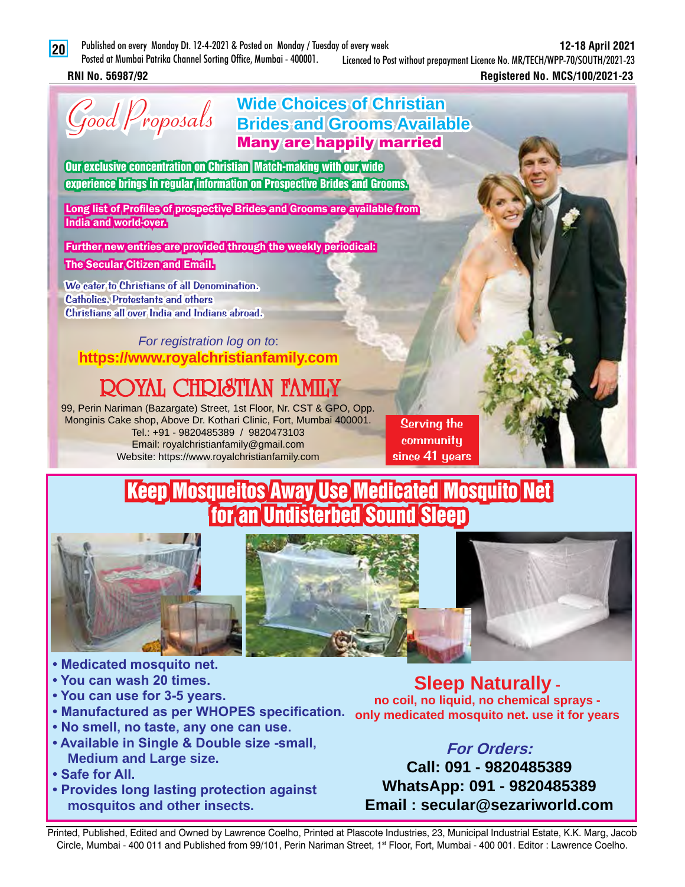Published on every Monday Dt. 12-4-2021 & Posted on Monday / Tuesday of every week

Posted at Mumbai Patrika Channel Sorting Office, Mumbai - 400001.

Licenced to Post without prepayment Licence No. MR/TECH/WPP-70/SOUTH/2021-23

12-18 April 2021

RNI No. 56987/92

Registered No. MCS/100/2021-23

# Good Proposals

## Wide Choices of Christian Brides and Grooms Available

**Many are happily married**

Our exclusive concentration on Christian Match-making with our wide experience brings in regular information on Prospective Brides and Grooms.

Long list of Profiles of prospective Brides and Grooms are available from India and world-over.

Further new entries are provided through the weekly periodical: The Secular Citizen and Email.

We cater to Christians of all Denomination. Catholics, Protestants and others Christians all over India and Indians abroad.

*For registration log on to*:

**https://www.royalchristianfamily.com**

# ROYAL CHRISTIAN FAMILY

99, Perin Nariman (Bazargate) Street, 1st Floor, Nr. CST & GPO, Opp. Monginis Cake shop, Above Dr. Kothari Clinic, Fort, Mumbai 400001.

Tel.: +91 - 9820485389 / 9820473103

Email: royalchristianfamily@gmail.com

Website: https://www.royalchristianfamily.com

Serving the community since 41 years

# Keep Mosqueitos Away Use Medicated Mosquito Net for an Undisterbed Sound Sleep

- Medicated mosquito net.
- You can wash 20 times.
- You can use for 3-5 years.
- Manufactured as per WHOPES specification.
- No smell, no taste, any one can use.
- Available in Single & Double size -small, Medium and Large size.
- Safe for All.
- Provides long lasting protection against mosquitos and other insects.

**Sleep Naturally -**

no coil, no liquid, no chemical sprays - only medicated mosquito net. use it for years

***For Orders:***

**Call: 091 - 9820485389**

**WhatsApp: 091 - 9820485389**

**Email : secular@sezariworld.com**

Printed, Published, Edited and Owned by Lawrence Coelho, Printed at Plascote Industries, 23, Municipal Industrial Estate, K.K. Marg, Jacob Circle, Mumbai - 400 011 and Published from 99/101, Perin Nariman Street, 1st Floor, Fort, Mumbai - 400 001. Editor : Lawrence Coelho.